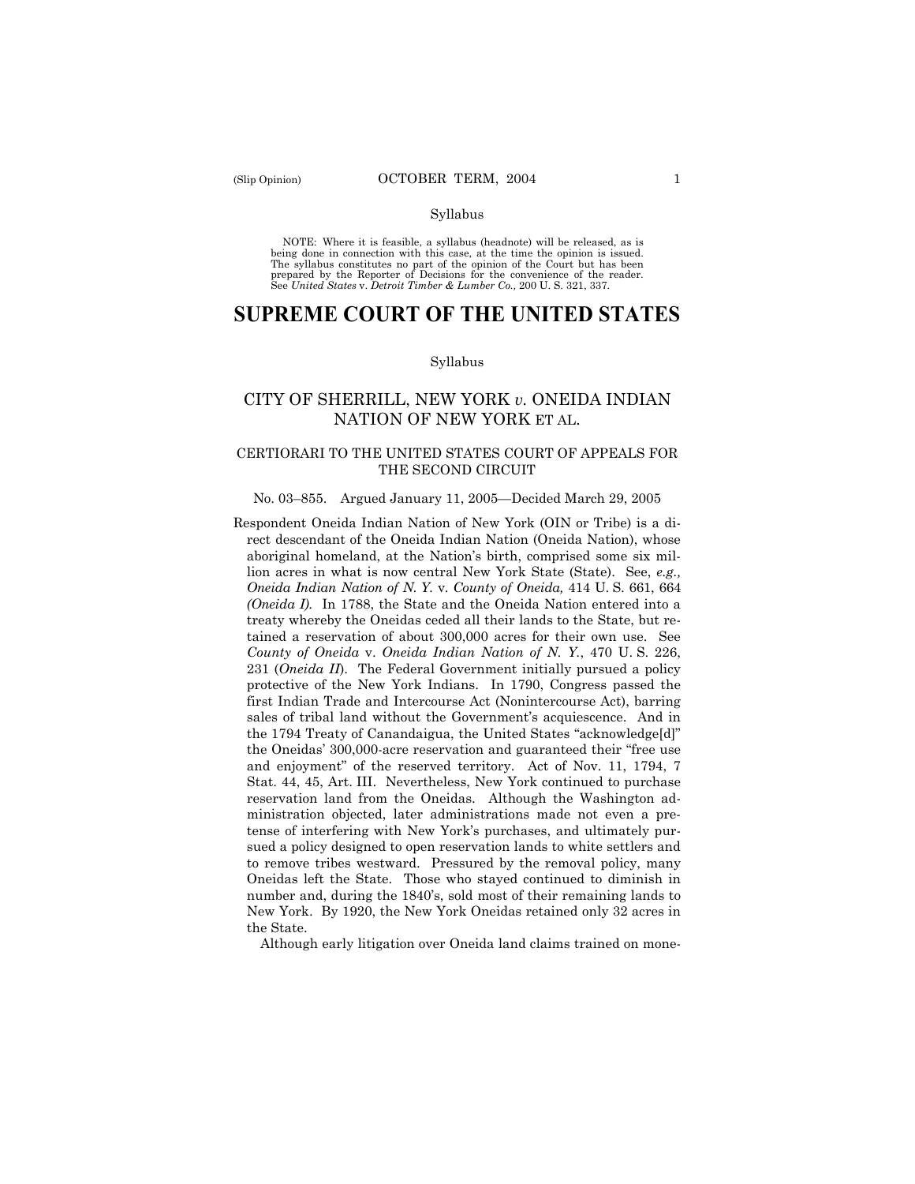Syllabus

NOTE: Where it is feasible, a syllabus (headnote) will be released, as is being done in connection with this case, at the time the opinion is issued. The syllabus constitutes no part of the opinion of the Court but has been prepared by the Reporter of Decisions for the convenience of the reader. See *United States* v. *Detroit Timber & Lumber Co.,* 200 U. S. 321, 337.

# SUPREME COURT OF THE UNITED STATES

Syllabus

## CITY OF SHERRILL, NEW YORK *v.* ONEIDA INDIAN NATION OF NEW YORK ET AL.

### CERTIORARI TO THE UNITED STATES COURT OF APPEALS FOR THE SECOND CIRCUIT

No. 03–855. Argued January 11, 2005—Decided March 29, 2005

Respondent Oneida Indian Nation of New York (OIN or Tribe) is a direct descendant of the Oneida Indian Nation (Oneida Nation), whose aboriginal homeland, at the Nation's birth, comprised some six million acres in what is now central New York State (State). See, *e.g., Oneida Indian Nation of N. Y.* v. *County of Oneida,* 414 U. S. 661, 664 *(Oneida I).* In 1788, the State and the Oneida Nation entered into a treaty whereby the Oneidas ceded all their lands to the State, but retained a reservation of about 300,000 acres for their own use. See *County of Oneida* v. *Oneida Indian Nation of N. Y.*, 470 U. S. 226, 231 (*Oneida II*). The Federal Government initially pursued a policy protective of the New York Indians. In 1790, Congress passed the first Indian Trade and Intercourse Act (Nonintercourse Act), barring sales of tribal land without the Government's acquiescence. And in the 1794 Treaty of Canandaigua, the United States "acknowledge[d]" the Oneidas' 300,000-acre reservation and guaranteed their "free use and enjoyment" of the reserved territory. Act of Nov. 11, 1794, 7 Stat. 44, 45, Art. III. Nevertheless, New York continued to purchase reservation land from the Oneidas. Although the Washington administration objected, later administrations made not even a pretense of interfering with New York's purchases, and ultimately pursued a policy designed to open reservation lands to white settlers and to remove tribes westward. Pressured by the removal policy, many Oneidas left the State. Those who stayed continued to diminish in number and, during the 1840's, sold most of their remaining lands to New York. By 1920, the New York Oneidas retained only 32 acres in the State.

Although early litigation over Oneida land claims trained on mone-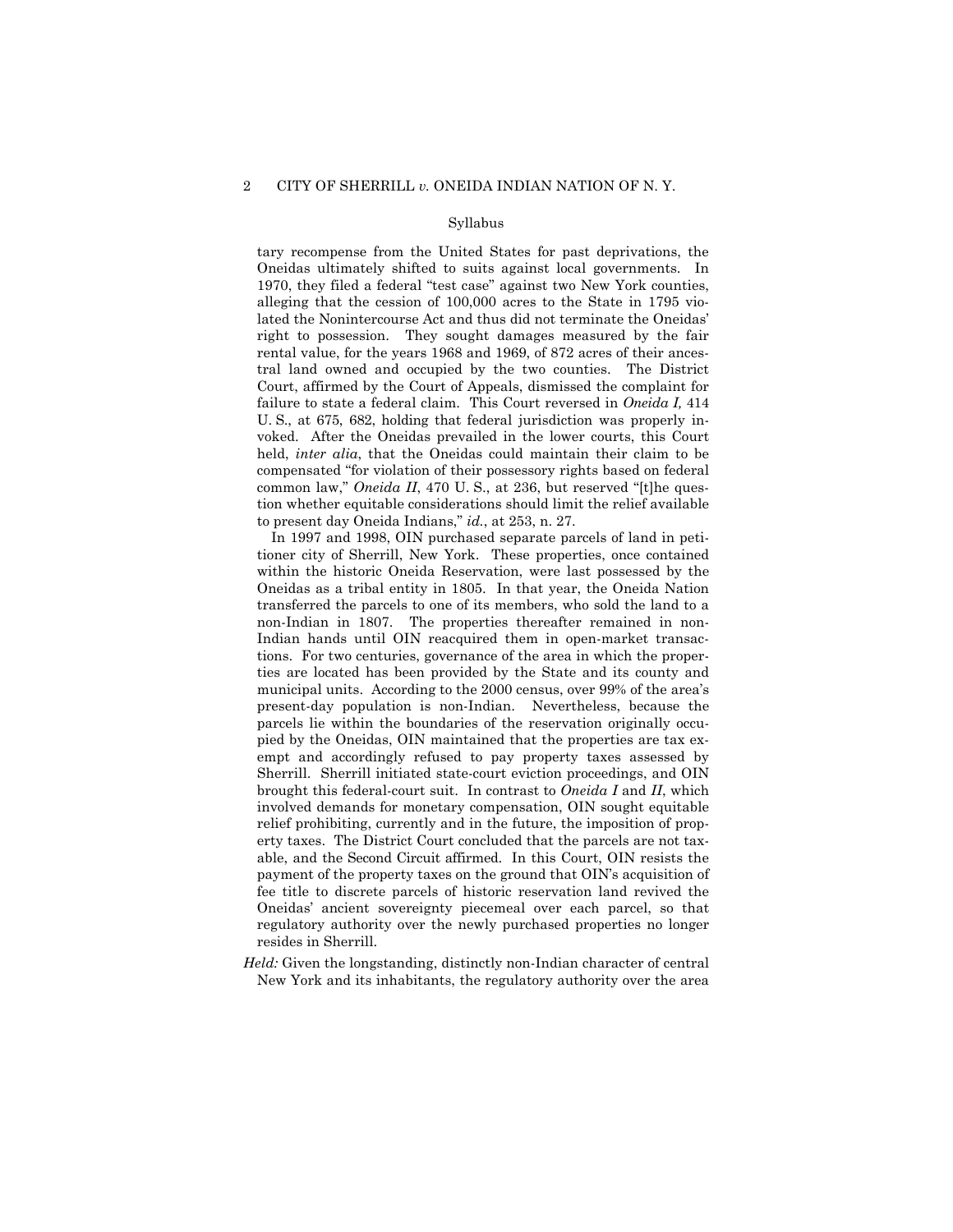tary recompense from the United States for past deprivations, the Oneidas ultimately shifted to suits against local governments. In 1970, they filed a federal "test case" against two New York counties, alleging that the cession of 100,000 acres to the State in 1795 violated the Nonintercourse Act and thus did not terminate the Oneidas' right to possession. They sought damages measured by the fair rental value, for the years 1968 and 1969, of 872 acres of their ancestral land owned and occupied by the two counties. The District Court, affirmed by the Court of Appeals, dismissed the complaint for failure to state a federal claim. This Court reversed in *Oneida I,* 414 U. S., at 675, 682, holding that federal jurisdiction was properly invoked. After the Oneidas prevailed in the lower courts, this Court held, *inter alia*, that the Oneidas could maintain their claim to be compensated "for violation of their possessory rights based on federal common law," *Oneida II*, 470 U. S., at 236, but reserved "[t]he question whether equitable considerations should limit the relief available to present day Oneida Indians," *id.*, at 253, n. 27.

In 1997 and 1998, OIN purchased separate parcels of land in petitioner city of Sherrill, New York. These properties, once contained within the historic Oneida Reservation, were last possessed by the Oneidas as a tribal entity in 1805. In that year, the Oneida Nation transferred the parcels to one of its members, who sold the land to a non-Indian in 1807. The properties thereafter remained in non-Indian hands until OIN reacquired them in open-market transactions. For two centuries, governance of the area in which the properties are located has been provided by the State and its county and municipal units. According to the 2000 census, over 99% of the area's present-day population is non-Indian. Nevertheless, because the parcels lie within the boundaries of the reservation originally occupied by the Oneidas, OIN maintained that the properties are tax exempt and accordingly refused to pay property taxes assessed by Sherrill. Sherrill initiated state-court eviction proceedings, and OIN brought this federal-court suit. In contrast to *Oneida I* and *II*, which involved demands for monetary compensation, OIN sought equitable relief prohibiting, currently and in the future, the imposition of property taxes. The District Court concluded that the parcels are not taxable, and the Second Circuit affirmed. In this Court, OIN resists the payment of the property taxes on the ground that OIN's acquisition of fee title to discrete parcels of historic reservation land revived the Oneidas' ancient sovereignty piecemeal over each parcel, so that regulatory authority over the newly purchased properties no longer resides in Sherrill.

*Held:* Given the longstanding, distinctly non-Indian character of central New York and its inhabitants, the regulatory authority over the area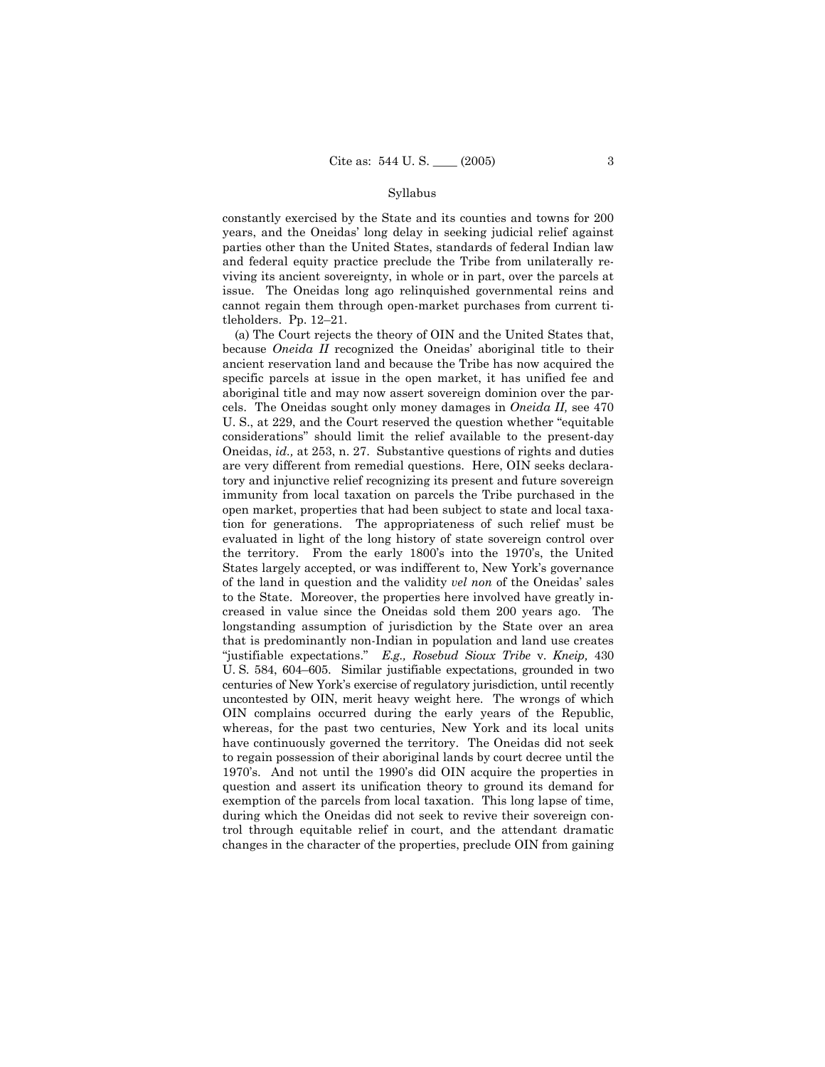constantly exercised by the State and its counties and towns for 200 years, and the Oneidas' long delay in seeking judicial relief against parties other than the United States, standards of federal Indian law and federal equity practice preclude the Tribe from unilaterally reviving its ancient sovereignty, in whole or in part, over the parcels at issue. The Oneidas long ago relinquished governmental reins and cannot regain them through open-market purchases from current titleholders. Pp. 12–21.

(a) The Court rejects the theory of OIN and the United States that, because *Oneida II* recognized the Oneidas' aboriginal title to their ancient reservation land and because the Tribe has now acquired the specific parcels at issue in the open market, it has unified fee and aboriginal title and may now assert sovereign dominion over the parcels. The Oneidas sought only money damages in *Oneida II,* see 470 U. S., at 229, and the Court reserved the question whether "equitable considerations" should limit the relief available to the present-day Oneidas, *id.,* at 253, n. 27. Substantive questions of rights and duties are very different from remedial questions. Here, OIN seeks declaratory and injunctive relief recognizing its present and future sovereign immunity from local taxation on parcels the Tribe purchased in the open market, properties that had been subject to state and local taxation for generations. The appropriateness of such relief must be evaluated in light of the long history of state sovereign control over the territory. From the early 1800's into the 1970's, the United States largely accepted, or was indifferent to, New York's governance of the land in question and the validity *vel non* of the Oneidas' sales to the State. Moreover, the properties here involved have greatly increased in value since the Oneidas sold them 200 years ago. The longstanding assumption of jurisdiction by the State over an area that is predominantly non-Indian in population and land use creates "justifiable expectations." *E.g., Rosebud Sioux Tribe* v. *Kneip,* 430 U. S. 584, 604–605. Similar justifiable expectations, grounded in two centuries of New York's exercise of regulatory jurisdiction, until recently uncontested by OIN, merit heavy weight here. The wrongs of which OIN complains occurred during the early years of the Republic, whereas, for the past two centuries, New York and its local units have continuously governed the territory. The Oneidas did not seek to regain possession of their aboriginal lands by court decree until the 1970's. And not until the 1990's did OIN acquire the properties in question and assert its unification theory to ground its demand for exemption of the parcels from local taxation. This long lapse of time, during which the Oneidas did not seek to revive their sovereign control through equitable relief in court, and the attendant dramatic changes in the character of the properties, preclude OIN from gaining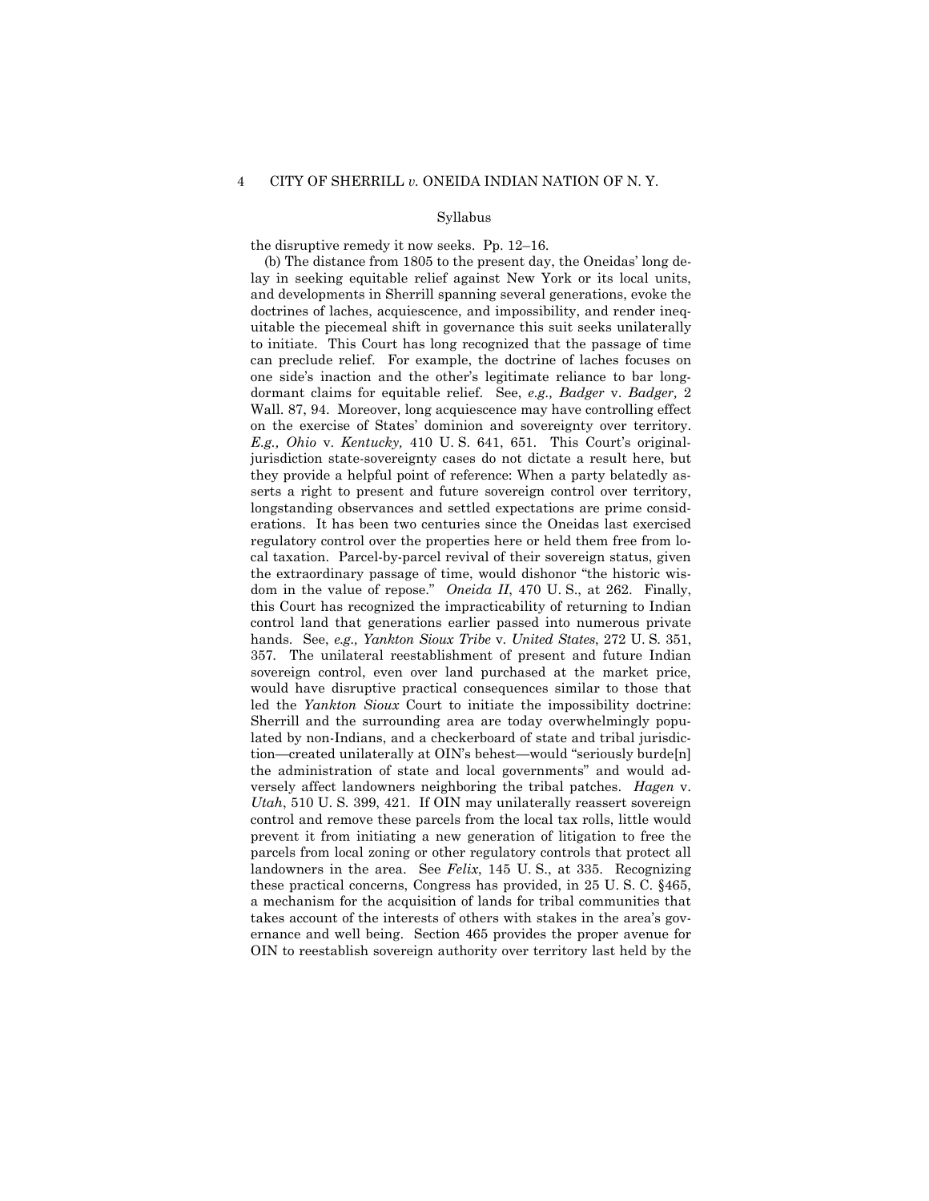the disruptive remedy it now seeks. Pp. 12–16.

(b) The distance from 1805 to the present day, the Oneidas' long delay in seeking equitable relief against New York or its local units, and developments in Sherrill spanning several generations, evoke the doctrines of laches, acquiescence, and impossibility, and render inequitable the piecemeal shift in governance this suit seeks unilaterally to initiate. This Court has long recognized that the passage of time can preclude relief. For example, the doctrine of laches focuses on one side's inaction and the other's legitimate reliance to bar long-dormant claims for equitable relief. See, *e.g., Badger* v. *Badger,* 2 Wall. 87, 94. Moreover, long acquiescence may have controlling effect on the exercise of States' dominion and sovereignty over territory. *E.g., Ohio* v. *Kentucky,* 410 U. S. 641, 651. This Court's original-jurisdiction state-sovereignty cases do not dictate a result here, but they provide a helpful point of reference: When a party belatedly asserts a right to present and future sovereign control over territory, longstanding observances and settled expectations are prime considerations. It has been two centuries since the Oneidas last exercised regulatory control over the properties here or held them free from local taxation. Parcel-by-parcel revival of their sovereign status, given the extraordinary passage of time, would dishonor "the historic wisdom in the value of repose." *Oneida II*, 470 U. S., at 262. Finally, this Court has recognized the impracticability of returning to Indian control land that generations earlier passed into numerous private hands. See, *e.g., Yankton Sioux Tribe* v. *United States*, 272 U. S. 351, 357. The unilateral reestablishment of present and future Indian sovereign control, even over land purchased at the market price, would have disruptive practical consequences similar to those that led the *Yankton Sioux* Court to initiate the impossibility doctrine: Sherrill and the surrounding area are today overwhelmingly populated by non-Indians, and a checkerboard of state and tribal jurisdiction—created unilaterally at OIN's behest—would "seriously burde[n] the administration of state and local governments" and would adversely affect landowners neighboring the tribal patches. *Hagen* v. *Utah*, 510 U. S. 399, 421. If OIN may unilaterally reassert sovereign control and remove these parcels from the local tax rolls, little would prevent it from initiating a new generation of litigation to free the parcels from local zoning or other regulatory controls that protect all landowners in the area. See *Felix*, 145 U. S., at 335. Recognizing these practical concerns, Congress has provided, in 25 U. S. C. §465, a mechanism for the acquisition of lands for tribal communities that takes account of the interests of others with stakes in the area's governance and well being. Section 465 provides the proper avenue for OIN to reestablish sovereign authority over territory last held by the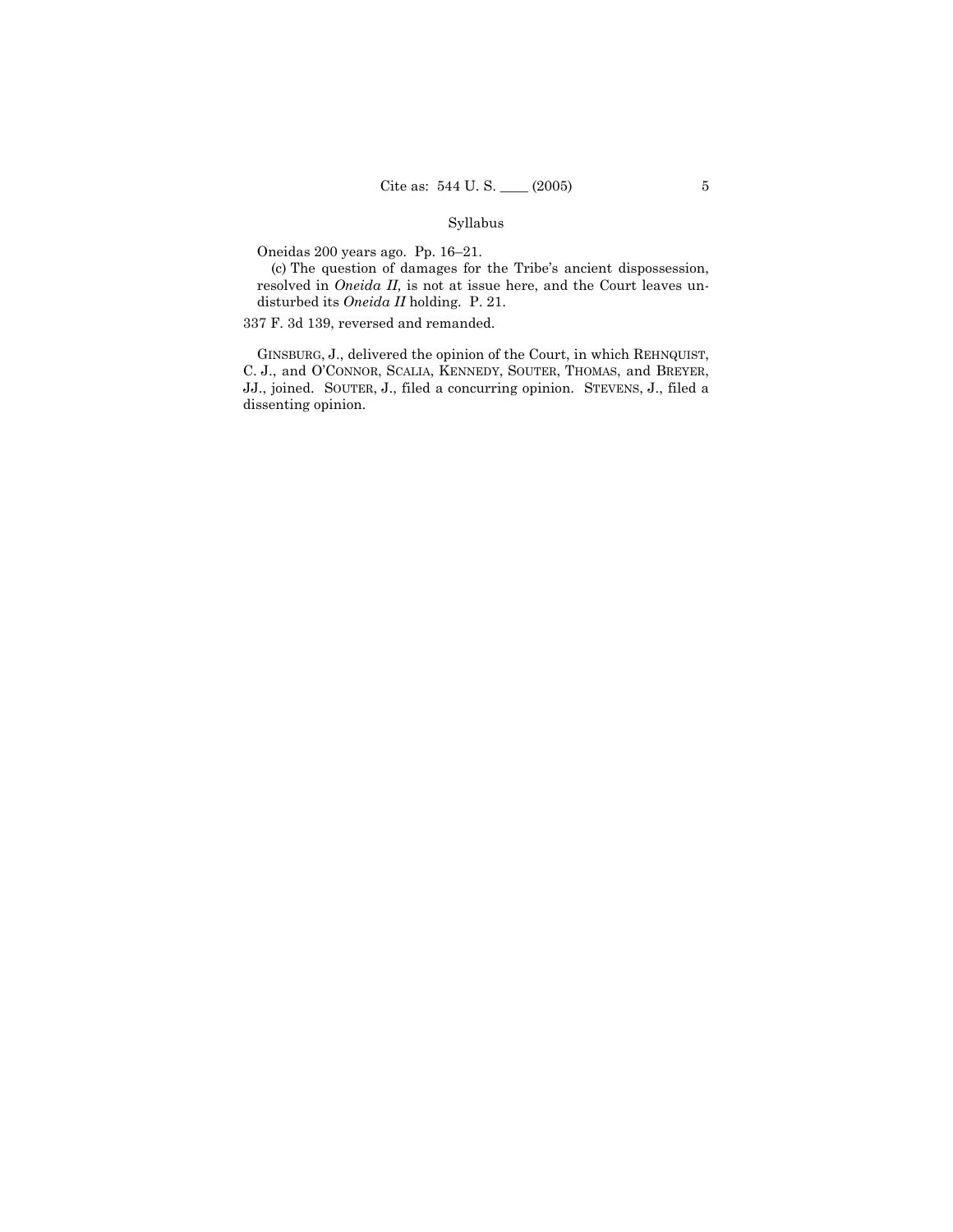Oneidas 200 years ago. Pp. 16–21.

(c) The question of damages for the Tribe's ancient dispossession, resolved in *Oneida II,* is not at issue here, and the Court leaves undisturbed its *Oneida II* holding. P. 21.

337 F. 3d 139, reversed and remanded.

GINSBURG, J., delivered the opinion of the Court, in which REHNQUIST, C. J., and O'CONNOR, SCALIA, KENNEDY, SOUTER, THOMAS, and BREYER, JJ., joined. SOUTER, J., filed a concurring opinion. STEVENS, J., filed a dissenting opinion.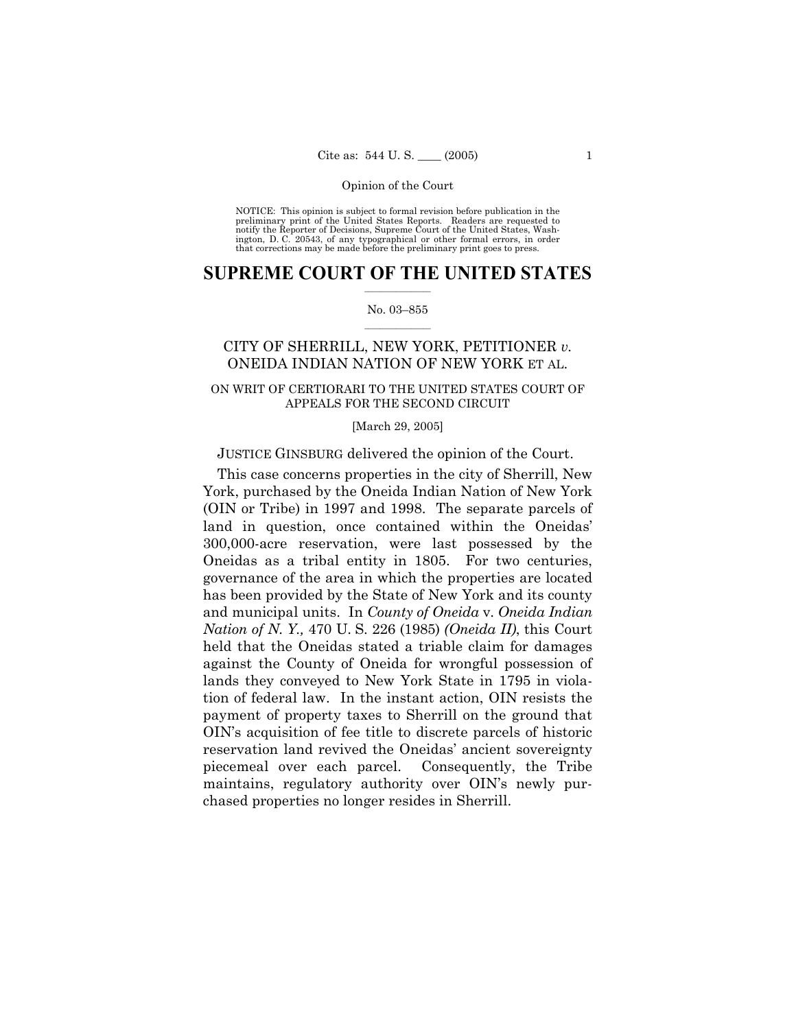NOTICE: This opinion is subject to formal revision before publication in the preliminary print of the United States Reports. Readers are requested to notify the Reporter of Decisions, Supreme Court of the United States, Washington, D. C. 20543, of any typographical or other formal errors, in order that corrections may be made before the preliminary print goes to press.

# SUPREME COURT OF THE UNITED STATES

No. 03–855

## CITY OF SHERRILL, NEW YORK, PETITIONER *v.* ONEIDA INDIAN NATION OF NEW YORK ET AL.

ON WRIT OF CERTIORARI TO THE UNITED STATES COURT OF APPEALS FOR THE SECOND CIRCUIT

[March 29, 2005]

JUSTICE GINSBURG delivered the opinion of the Court.

This case concerns properties in the city of Sherrill, New York, purchased by the Oneida Indian Nation of New York (OIN or Tribe) in 1997 and 1998. The separate parcels of land in question, once contained within the Oneidas' 300,000-acre reservation, were last possessed by the Oneidas as a tribal entity in 1805. For two centuries, governance of the area in which the properties are located has been provided by the State of New York and its county and municipal units. In *County of Oneida* v. *Oneida Indian Nation of N. Y.,* 470 U. S. 226 (1985) *(Oneida II)*, this Court held that the Oneidas stated a triable claim for damages against the County of Oneida for wrongful possession of lands they conveyed to New York State in 1795 in violation of federal law. In the instant action, OIN resists the payment of property taxes to Sherrill on the ground that OIN's acquisition of fee title to discrete parcels of historic reservation land revived the Oneidas' ancient sovereignty piecemeal over each parcel. Consequently, the Tribe maintains, regulatory authority over OIN's newly purchased properties no longer resides in Sherrill.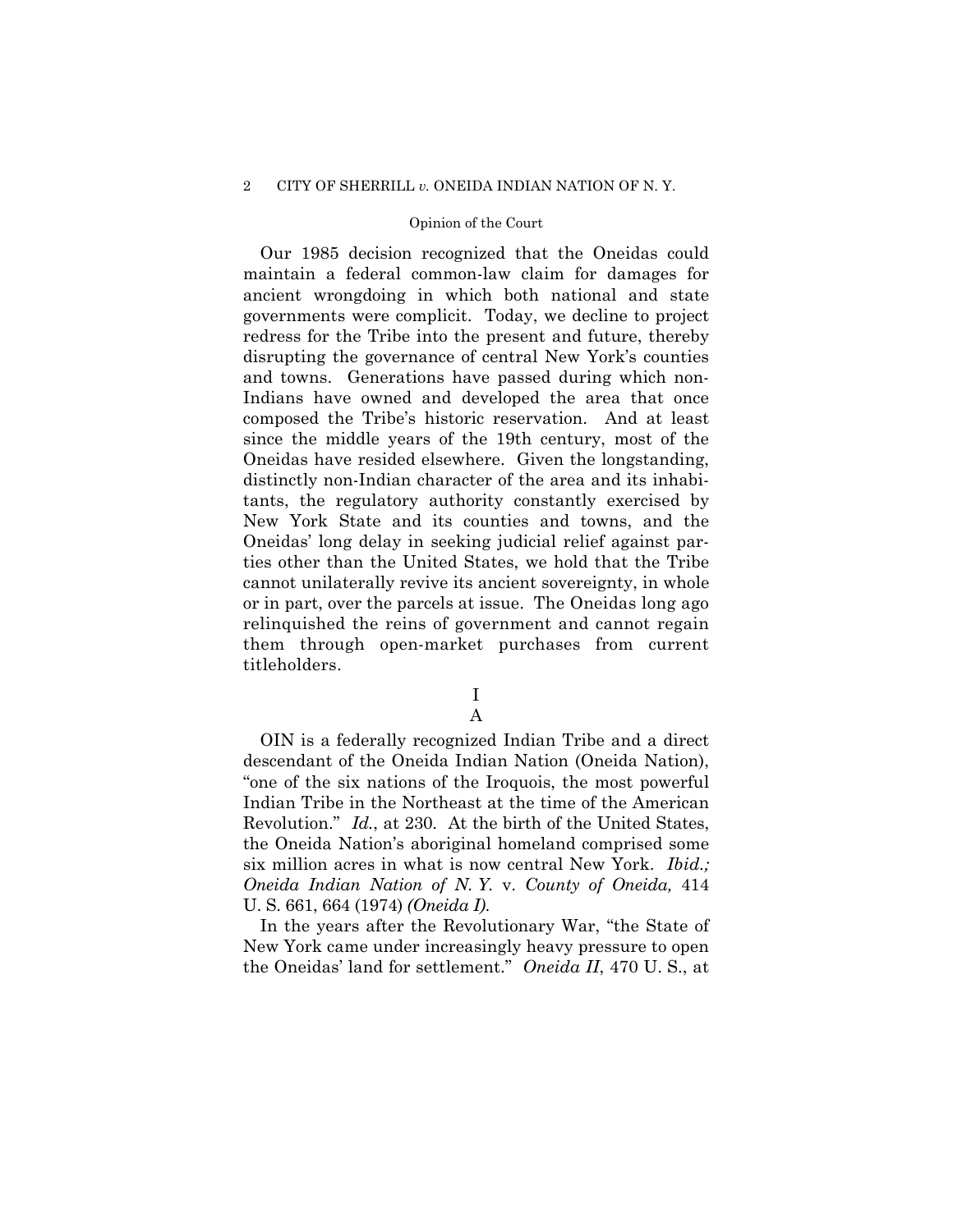Our 1985 decision recognized that the Oneidas could maintain a federal common-law claim for damages for ancient wrongdoing in which both national and state governments were complicit. Today, we decline to project redress for the Tribe into the present and future, thereby disrupting the governance of central New York's counties and towns. Generations have passed during which non-Indians have owned and developed the area that once composed the Tribe's historic reservation. And at least since the middle years of the 19th century, most of the Oneidas have resided elsewhere. Given the longstanding, distinctly non-Indian character of the area and its inhabitants, the regulatory authority constantly exercised by New York State and its counties and towns, and the Oneidas' long delay in seeking judicial relief against parties other than the United States, we hold that the Tribe cannot unilaterally revive its ancient sovereignty, in whole or in part, over the parcels at issue. The Oneidas long ago relinquished the reins of government and cannot regain them through open-market purchases from current titleholders.

## I

### A

OIN is a federally recognized Indian Tribe and a direct descendant of the Oneida Indian Nation (Oneida Nation), "one of the six nations of the Iroquois, the most powerful Indian Tribe in the Northeast at the time of the American Revolution." *Id.*, at 230. At the birth of the United States, the Oneida Nation's aboriginal homeland comprised some six million acres in what is now central New York. *Ibid.; Oneida Indian Nation of N. Y.* v. *County of Oneida,* 414 U. S. 661, 664 (1974) *(Oneida I).*

In the years after the Revolutionary War, "the State of New York came under increasingly heavy pressure to open the Oneidas' land for settlement." *Oneida II*, 470 U. S., at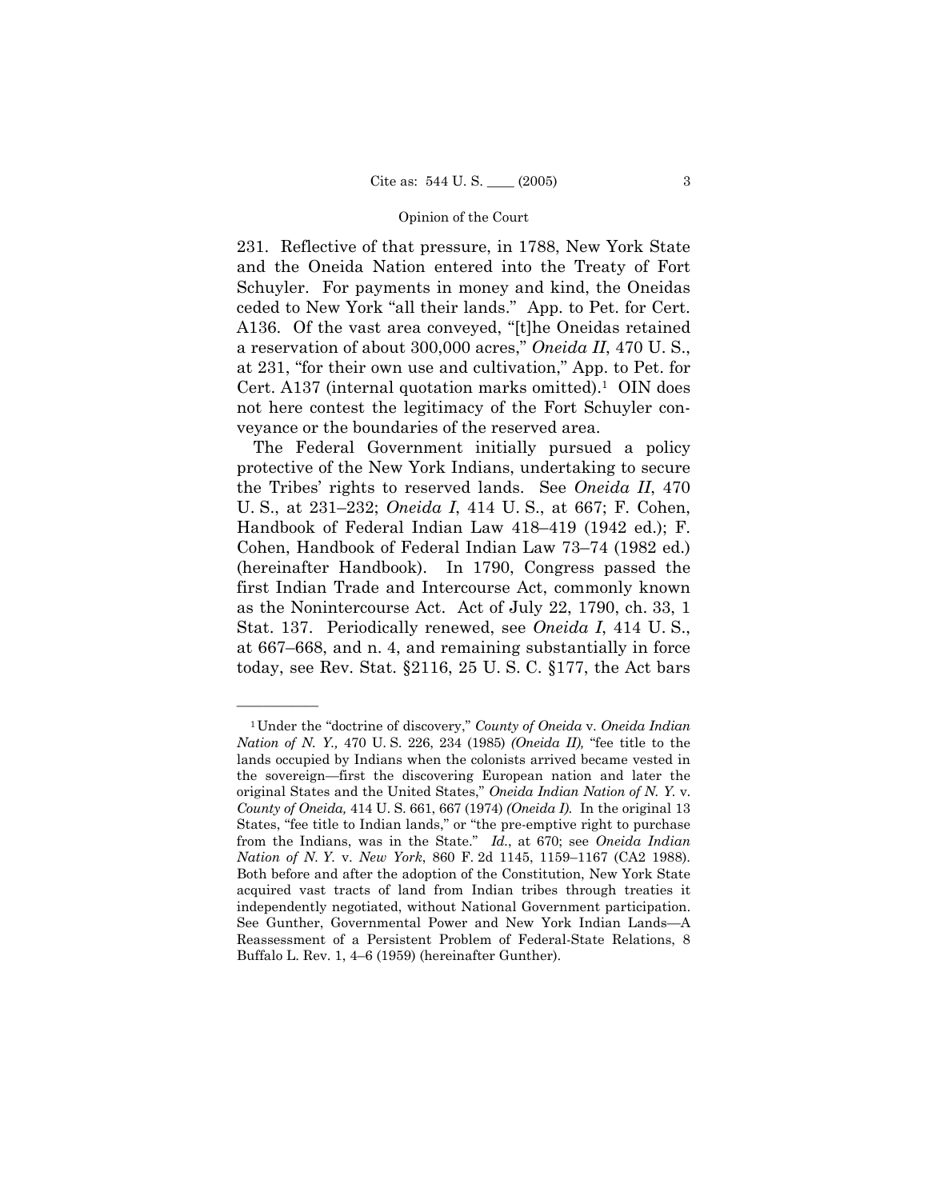231. Reflective of that pressure, in 1788, New York State and the Oneida Nation entered into the Treaty of Fort Schuyler. For payments in money and kind, the Oneidas ceded to New York "all their lands." App. to Pet. for Cert. A136. Of the vast area conveyed, "[t]he Oneidas retained a reservation of about 300,000 acres," *Oneida II*, 470 U. S., at 231, "for their own use and cultivation," App. to Pet. for Cert. A137 (internal quotation marks omitted).[1] OIN does not here contest the legitimacy of the Fort Schuyler conveyance or the boundaries of the reserved area.

The Federal Government initially pursued a policy protective of the New York Indians, undertaking to secure the Tribes' rights to reserved lands. See *Oneida II*, 470 U. S., at 231–232; *Oneida I*, 414 U. S., at 667; F. Cohen, Handbook of Federal Indian Law 418–419 (1942 ed.); F. Cohen, Handbook of Federal Indian Law 73–74 (1982 ed.) (hereinafter Handbook). In 1790, Congress passed the first Indian Trade and Intercourse Act, commonly known as the Nonintercourse Act. Act of July 22, 1790, ch. 33, 1 Stat. 137. Periodically renewed, see *Oneida I*, 414 U. S., at 667–668, and n. 4, and remaining substantially in force today, see Rev. Stat. §2116, 25 U. S. C. §177, the Act bars

---

[1] Under the "doctrine of discovery," *County of Oneida* v. *Oneida Indian Nation of N. Y.,* 470 U. S. 226, 234 (1985) *(Oneida II),* "fee title to the lands occupied by Indians when the colonists arrived became vested in the sovereign—first the discovering European nation and later the original States and the United States," *Oneida Indian Nation of N. Y.* v. *County of Oneida,* 414 U. S. 661, 667 (1974) *(Oneida I).* In the original 13 States, "fee title to Indian lands," or "the pre-emptive right to purchase from the Indians, was in the State." *Id.*, at 670; see *Oneida Indian Nation of N. Y.* v. *New York*, 860 F. 2d 1145, 1159–1167 (CA2 1988). Both before and after the adoption of the Constitution, New York State acquired vast tracts of land from Indian tribes through treaties it independently negotiated, without National Government participation. See Gunther, Governmental Power and New York Indian Lands—A Reassessment of a Persistent Problem of Federal-State Relations, 8 Buffalo L. Rev. 1, 4–6 (1959) (hereinafter Gunther).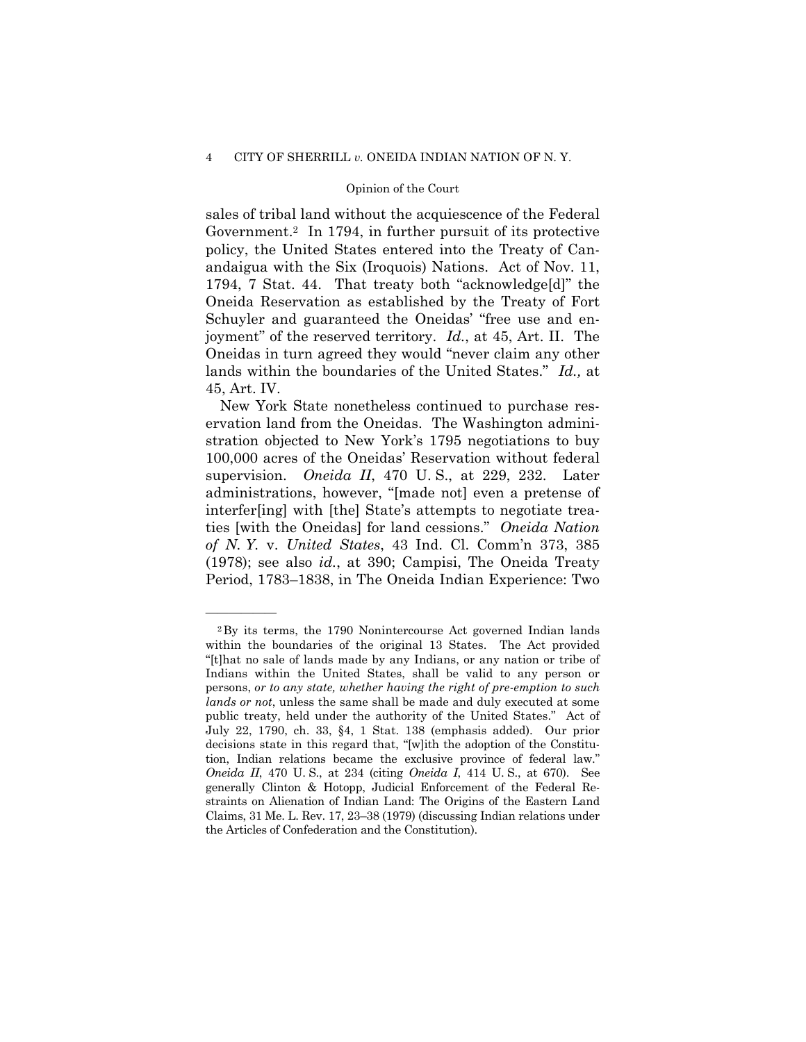sales of tribal land without the acquiescence of the Federal Government.[2] In 1794, in further pursuit of its protective policy, the United States entered into the Treaty of Canandaigua with the Six (Iroquois) Nations. Act of Nov. 11, 1794, 7 Stat. 44. That treaty both "acknowledge[d]" the Oneida Reservation as established by the Treaty of Fort Schuyler and guaranteed the Oneidas' "free use and enjoyment" of the reserved territory. *Id.*, at 45, Art. II. The Oneidas in turn agreed they would "never claim any other lands within the boundaries of the United States." *Id.,* at 45, Art. IV.

New York State nonetheless continued to purchase reservation land from the Oneidas. The Washington administration objected to New York's 1795 negotiations to buy 100,000 acres of the Oneidas' Reservation without federal supervision. *Oneida II*, 470 U. S., at 229, 232. Later administrations, however, "[made not] even a pretense of interfer[ing] with [the] State's attempts to negotiate treaties [with the Oneidas] for land cessions." *Oneida Nation of N. Y.* v. *United States*, 43 Ind. Cl. Comm'n 373, 385 (1978); see also *id.*, at 390; Campisi, The Oneida Treaty Period, 1783–1838, in The Oneida Indian Experience: Two

---

[2] By its terms, the 1790 Nonintercourse Act governed Indian lands within the boundaries of the original 13 States. The Act provided "[t]hat no sale of lands made by any Indians, or any nation or tribe of Indians within the United States, shall be valid to any person or persons, *or to any state, whether having the right of pre-emption to such lands or not*, unless the same shall be made and duly executed at some public treaty, held under the authority of the United States." Act of July 22, 1790, ch. 33, §4, 1 Stat. 138 (emphasis added). Our prior decisions state in this regard that, "[w]ith the adoption of the Constitution, Indian relations became the exclusive province of federal law." *Oneida II*, 470 U. S., at 234 (citing *Oneida I*, 414 U. S., at 670). See generally Clinton & Hotopp, Judicial Enforcement of the Federal Restraints on Alienation of Indian Land: The Origins of the Eastern Land Claims, 31 Me. L. Rev. 17, 23–38 (1979) (discussing Indian relations under the Articles of Confederation and the Constitution).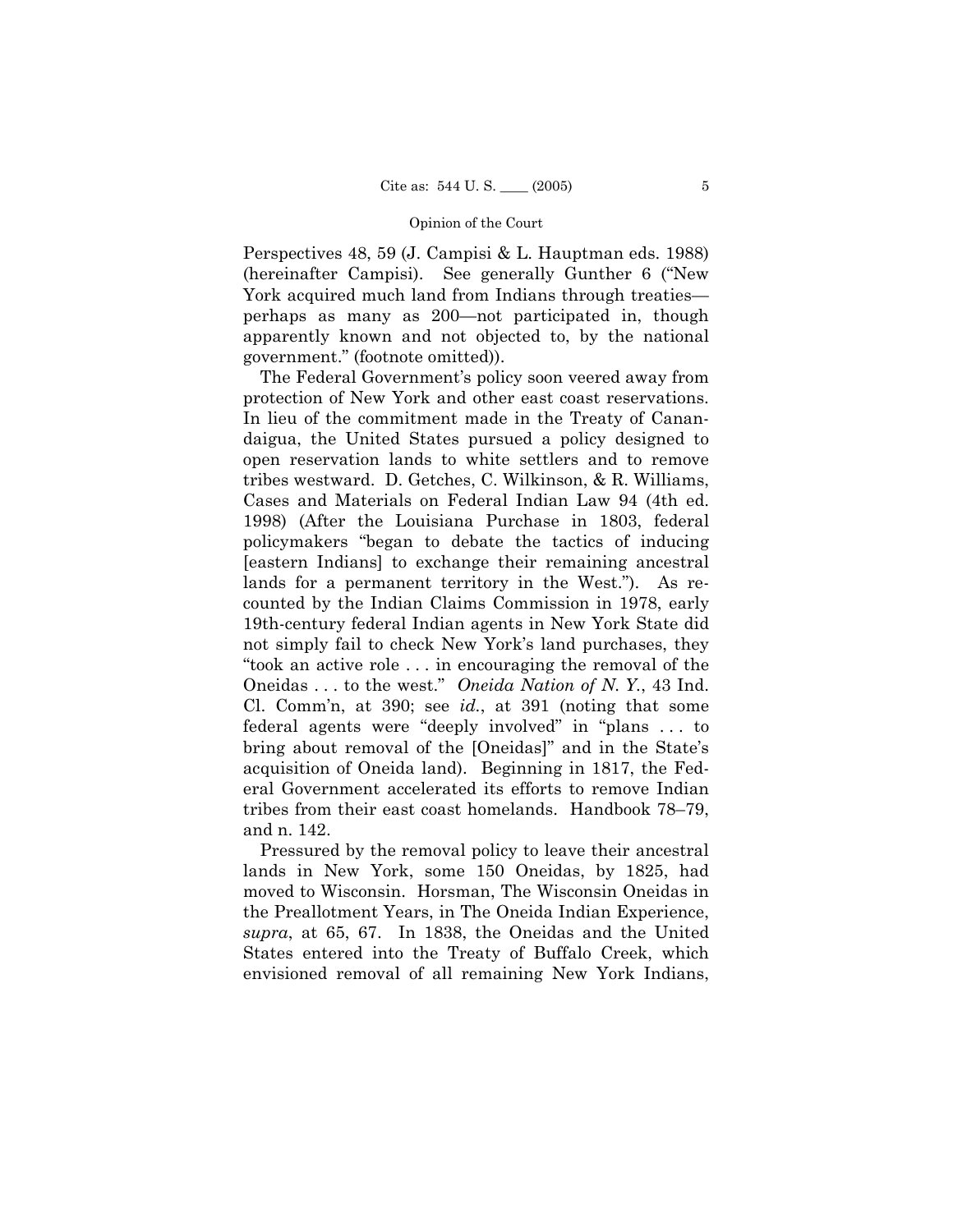Perspectives 48, 59 (J. Campisi & L. Hauptman eds. 1988) (hereinafter Campisi). See generally Gunther 6 ("New York acquired much land from Indians through treaties—perhaps as many as 200—not participated in, though apparently known and not objected to, by the national government." (footnote omitted)).

The Federal Government's policy soon veered away from protection of New York and other east coast reservations. In lieu of the commitment made in the Treaty of Canandaigua, the United States pursued a policy designed to open reservation lands to white settlers and to remove tribes westward. D. Getches, C. Wilkinson, & R. Williams, Cases and Materials on Federal Indian Law 94 (4th ed. 1998) (After the Louisiana Purchase in 1803, federal policymakers "began to debate the tactics of inducing [eastern Indians] to exchange their remaining ancestral lands for a permanent territory in the West."). As recounted by the Indian Claims Commission in 1978, early 19th-century federal Indian agents in New York State did not simply fail to check New York's land purchases, they "took an active role . . . in encouraging the removal of the Oneidas . . . to the west." *Oneida Nation of N. Y.*, 43 Ind. Cl. Comm'n, at 390; see *id.*, at 391 (noting that some federal agents were "deeply involved" in "plans . . . to bring about removal of the [Oneidas]" and in the State's acquisition of Oneida land). Beginning in 1817, the Federal Government accelerated its efforts to remove Indian tribes from their east coast homelands. Handbook 78–79, and n. 142.

Pressured by the removal policy to leave their ancestral lands in New York, some 150 Oneidas, by 1825, had moved to Wisconsin. Horsman, The Wisconsin Oneidas in the Preallotment Years, in The Oneida Indian Experience, *supra*, at 65, 67. In 1838, the Oneidas and the United States entered into the Treaty of Buffalo Creek, which envisioned removal of all remaining New York Indians,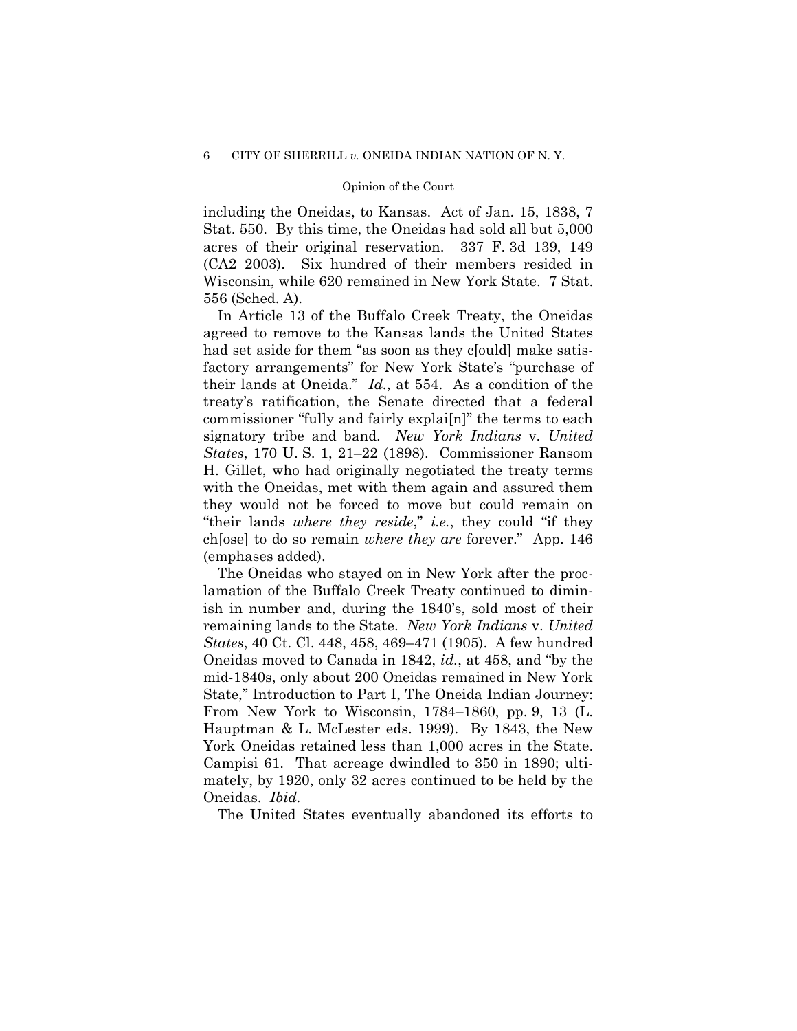including the Oneidas, to Kansas. Act of Jan. 15, 1838, 7 Stat. 550. By this time, the Oneidas had sold all but 5,000 acres of their original reservation. 337 F. 3d 139, 149 (CA2 2003). Six hundred of their members resided in Wisconsin, while 620 remained in New York State. 7 Stat. 556 (Sched. A).

In Article 13 of the Buffalo Creek Treaty, the Oneidas agreed to remove to the Kansas lands the United States had set aside for them "as soon as they c[ould] make satisfactory arrangements" for New York State's "purchase of their lands at Oneida." *Id.*, at 554. As a condition of the treaty's ratification, the Senate directed that a federal commissioner "fully and fairly explai[n]" the terms to each signatory tribe and band. *New York Indians* v. *United States*, 170 U. S. 1, 21–22 (1898). Commissioner Ransom H. Gillet, who had originally negotiated the treaty terms with the Oneidas, met with them again and assured them they would not be forced to move but could remain on "their lands *where they reside*," *i.e.*, they could "if they ch[ose] to do so remain *where they are* forever." App. 146 (emphases added).

The Oneidas who stayed on in New York after the proclamation of the Buffalo Creek Treaty continued to diminish in number and, during the 1840's, sold most of their remaining lands to the State. *New York Indians* v. *United States*, 40 Ct. Cl. 448, 458, 469–471 (1905). A few hundred Oneidas moved to Canada in 1842, *id.*, at 458, and "by the mid-1840s, only about 200 Oneidas remained in New York State," Introduction to Part I, The Oneida Indian Journey: From New York to Wisconsin, 1784–1860, pp. 9, 13 (L. Hauptman & L. McLester eds. 1999). By 1843, the New York Oneidas retained less than 1,000 acres in the State. Campisi 61. That acreage dwindled to 350 in 1890; ultimately, by 1920, only 32 acres continued to be held by the Oneidas. *Ibid.*

The United States eventually abandoned its efforts to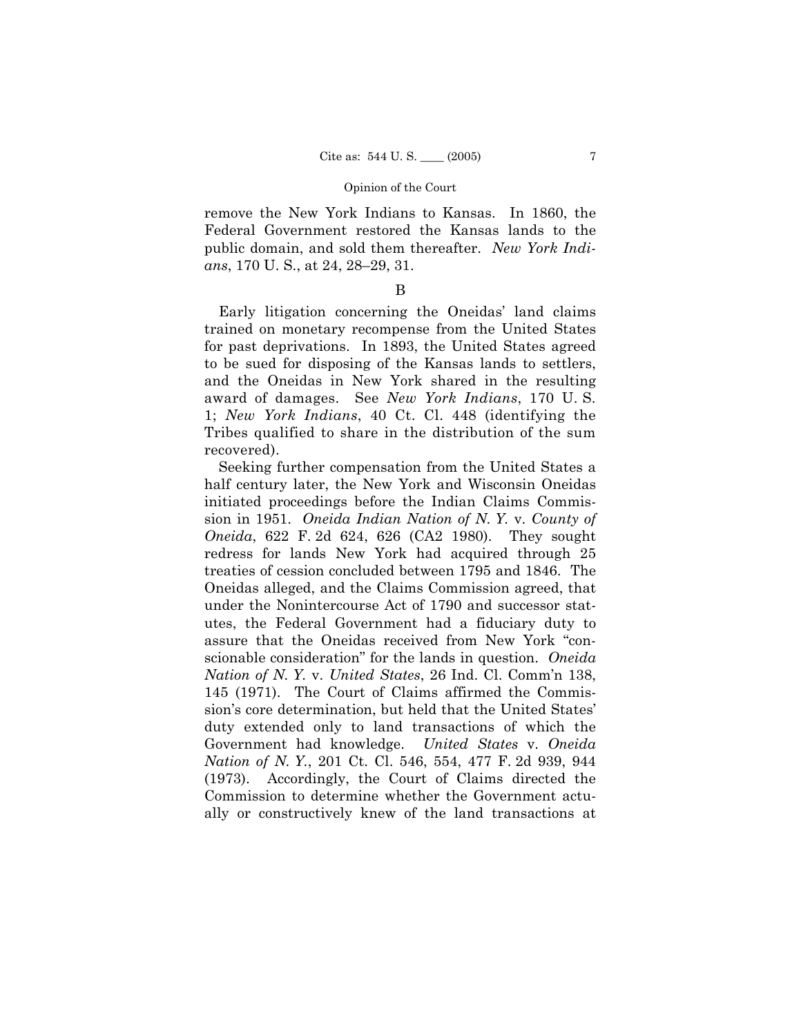remove the New York Indians to Kansas. In 1860, the Federal Government restored the Kansas lands to the public domain, and sold them thereafter. *New York Indians*, 170 U. S., at 24, 28–29, 31.

B

Early litigation concerning the Oneidas' land claims trained on monetary recompense from the United States for past deprivations. In 1893, the United States agreed to be sued for disposing of the Kansas lands to settlers, and the Oneidas in New York shared in the resulting award of damages. See *New York Indians*, 170 U. S. 1; *New York Indians*, 40 Ct. Cl. 448 (identifying the Tribes qualified to share in the distribution of the sum recovered).

Seeking further compensation from the United States a half century later, the New York and Wisconsin Oneidas initiated proceedings before the Indian Claims Commission in 1951. *Oneida Indian Nation of N. Y.* v. *County of Oneida*, 622 F. 2d 624, 626 (CA2 1980). They sought redress for lands New York had acquired through 25 treaties of cession concluded between 1795 and 1846. The Oneidas alleged, and the Claims Commission agreed, that under the Nonintercourse Act of 1790 and successor statutes, the Federal Government had a fiduciary duty to assure that the Oneidas received from New York "conscionable consideration" for the lands in question. *Oneida Nation of N. Y.* v. *United States*, 26 Ind. Cl. Comm'n 138, 145 (1971). The Court of Claims affirmed the Commission's core determination, but held that the United States' duty extended only to land transactions of which the Government had knowledge. *United States* v. *Oneida Nation of N. Y.*, 201 Ct. Cl. 546, 554, 477 F. 2d 939, 944 (1973). Accordingly, the Court of Claims directed the Commission to determine whether the Government actually or constructively knew of the land transactions at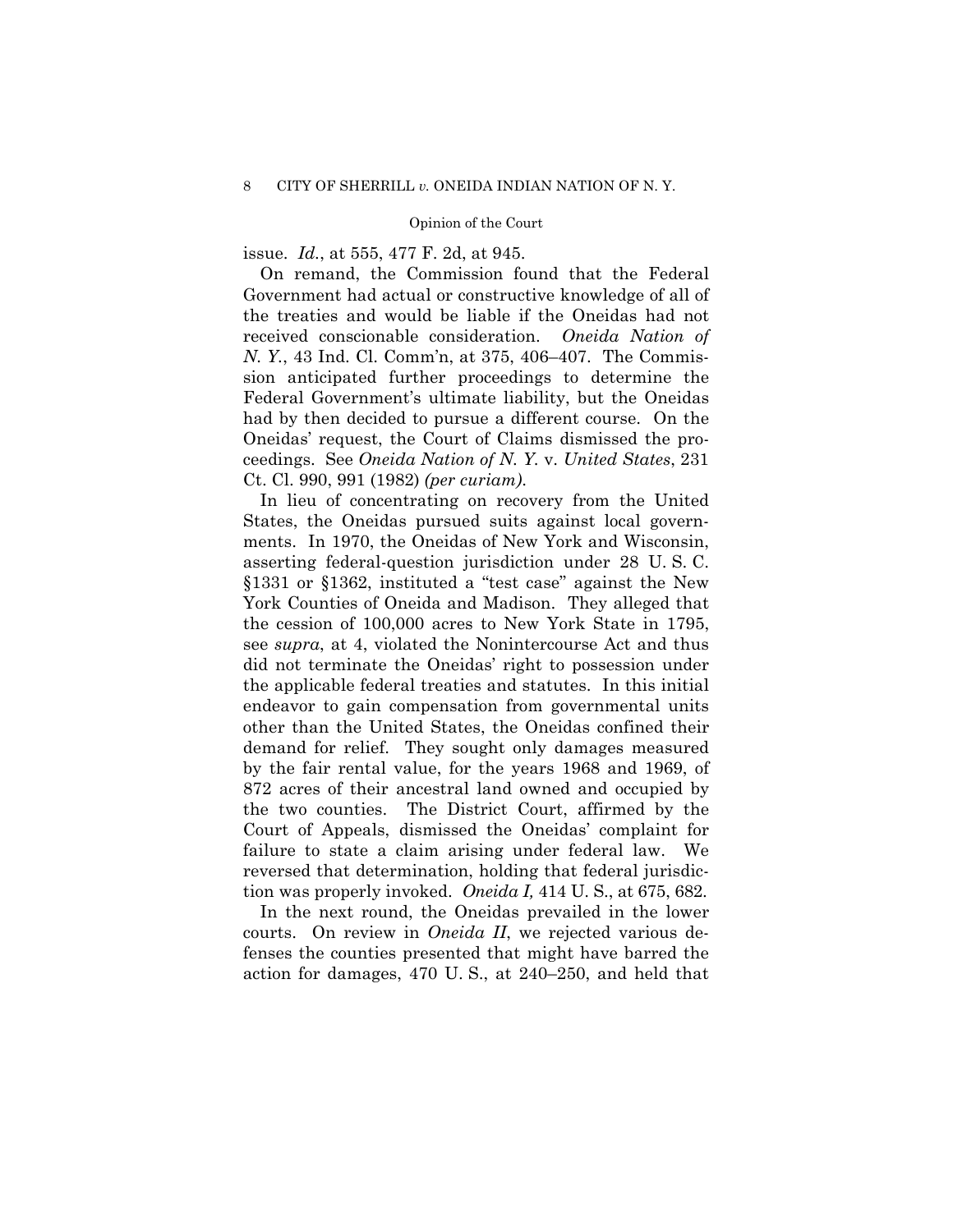issue. *Id.*, at 555, 477 F. 2d, at 945.

On remand, the Commission found that the Federal Government had actual or constructive knowledge of all of the treaties and would be liable if the Oneidas had not received conscionable consideration. *Oneida Nation of N. Y.*, 43 Ind. Cl. Comm'n, at 375, 406–407. The Commission anticipated further proceedings to determine the Federal Government's ultimate liability, but the Oneidas had by then decided to pursue a different course. On the Oneidas' request, the Court of Claims dismissed the proceedings. See *Oneida Nation of N. Y.* v. *United States*, 231 Ct. Cl. 990, 991 (1982) *(per curiam)*.

In lieu of concentrating on recovery from the United States, the Oneidas pursued suits against local governments. In 1970, the Oneidas of New York and Wisconsin, asserting federal-question jurisdiction under 28 U. S. C. §1331 or §1362, instituted a "test case" against the New York Counties of Oneida and Madison. They alleged that the cession of 100,000 acres to New York State in 1795, see *supra*, at 4, violated the Nonintercourse Act and thus did not terminate the Oneidas' right to possession under the applicable federal treaties and statutes. In this initial endeavor to gain compensation from governmental units other than the United States, the Oneidas confined their demand for relief. They sought only damages measured by the fair rental value, for the years 1968 and 1969, of 872 acres of their ancestral land owned and occupied by the two counties. The District Court, affirmed by the Court of Appeals, dismissed the Oneidas' complaint for failure to state a claim arising under federal law. We reversed that determination, holding that federal jurisdiction was properly invoked. *Oneida I,* 414 U. S., at 675, 682.

In the next round, the Oneidas prevailed in the lower courts. On review in *Oneida II*, we rejected various defenses the counties presented that might have barred the action for damages, 470 U. S., at 240–250, and held that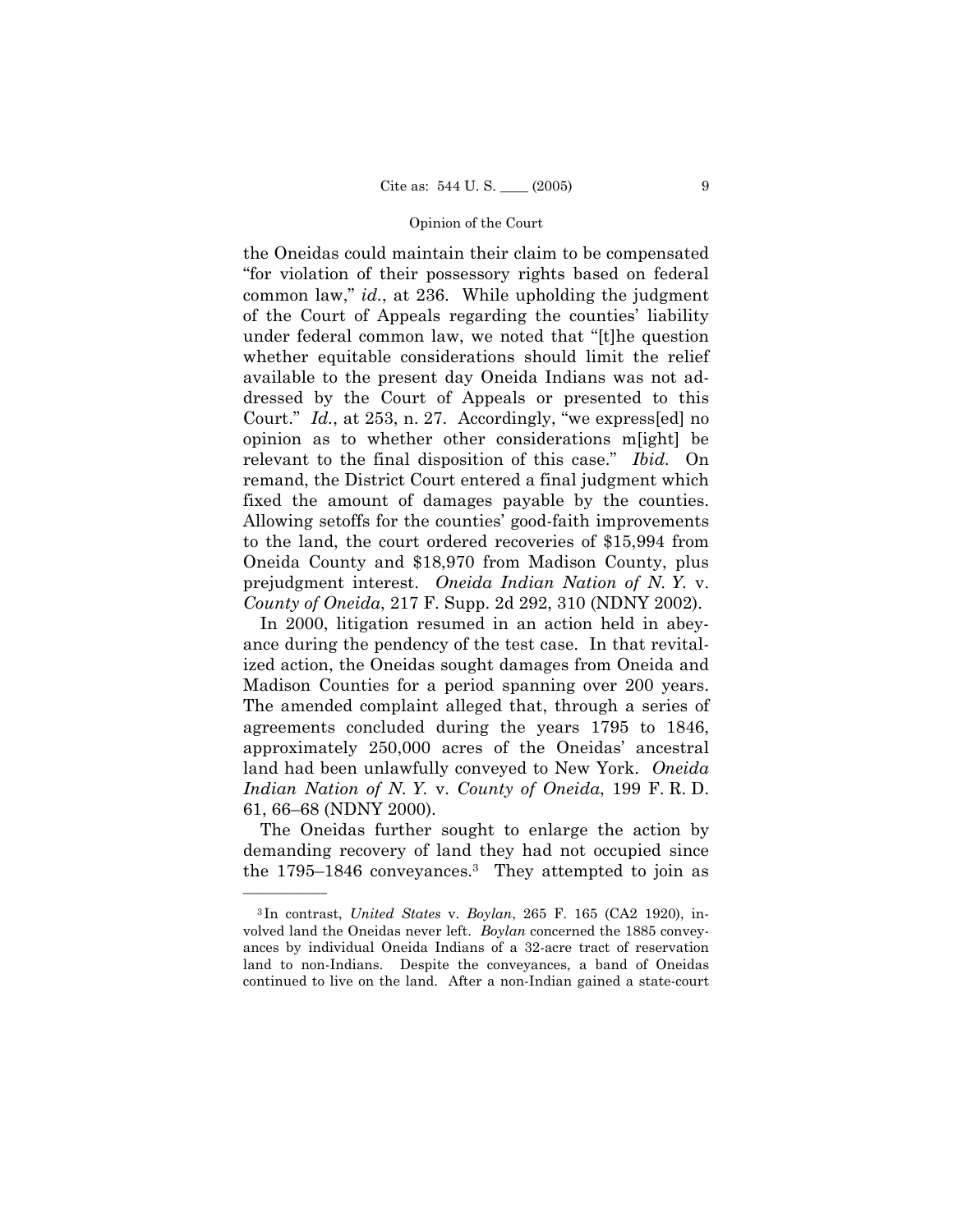the Oneidas could maintain their claim to be compensated "for violation of their possessory rights based on federal common law," *id.*, at 236. While upholding the judgment of the Court of Appeals regarding the counties' liability under federal common law, we noted that "[t]he question whether equitable considerations should limit the relief available to the present day Oneida Indians was not addressed by the Court of Appeals or presented to this Court." *Id.*, at 253, n. 27. Accordingly, "we express[ed] no opinion as to whether other considerations m[ight] be relevant to the final disposition of this case." *Ibid.* On remand, the District Court entered a final judgment which fixed the amount of damages payable by the counties. Allowing setoffs for the counties' good-faith improvements to the land, the court ordered recoveries of $15,994 from Oneida County and $18,970 from Madison County, plus prejudgment interest. *Oneida Indian Nation of N. Y.* v. *County of Oneida*, 217 F. Supp. 2d 292, 310 (NDNY 2002).

In 2000, litigation resumed in an action held in abeyance during the pendency of the test case. In that revitalized action, the Oneidas sought damages from Oneida and Madison Counties for a period spanning over 200 years. The amended complaint alleged that, through a series of agreements concluded during the years 1795 to 1846, approximately 250,000 acres of the Oneidas' ancestral land had been unlawfully conveyed to New York. *Oneida Indian Nation of N. Y.* v. *County of Oneida*, 199 F. R. D. 61, 66–68 (NDNY 2000).

The Oneidas further sought to enlarge the action by demanding recovery of land they had not occupied since the 1795–1846 conveyances.[3] They attempted to join as

---

[3] In contrast, *United States* v. *Boylan*, 265 F. 165 (CA2 1920), involved land the Oneidas never left. *Boylan* concerned the 1885 conveyances by individual Oneida Indians of a 32-acre tract of reservation land to non-Indians. Despite the conveyances, a band of Oneidas continued to live on the land. After a non-Indian gained a state-court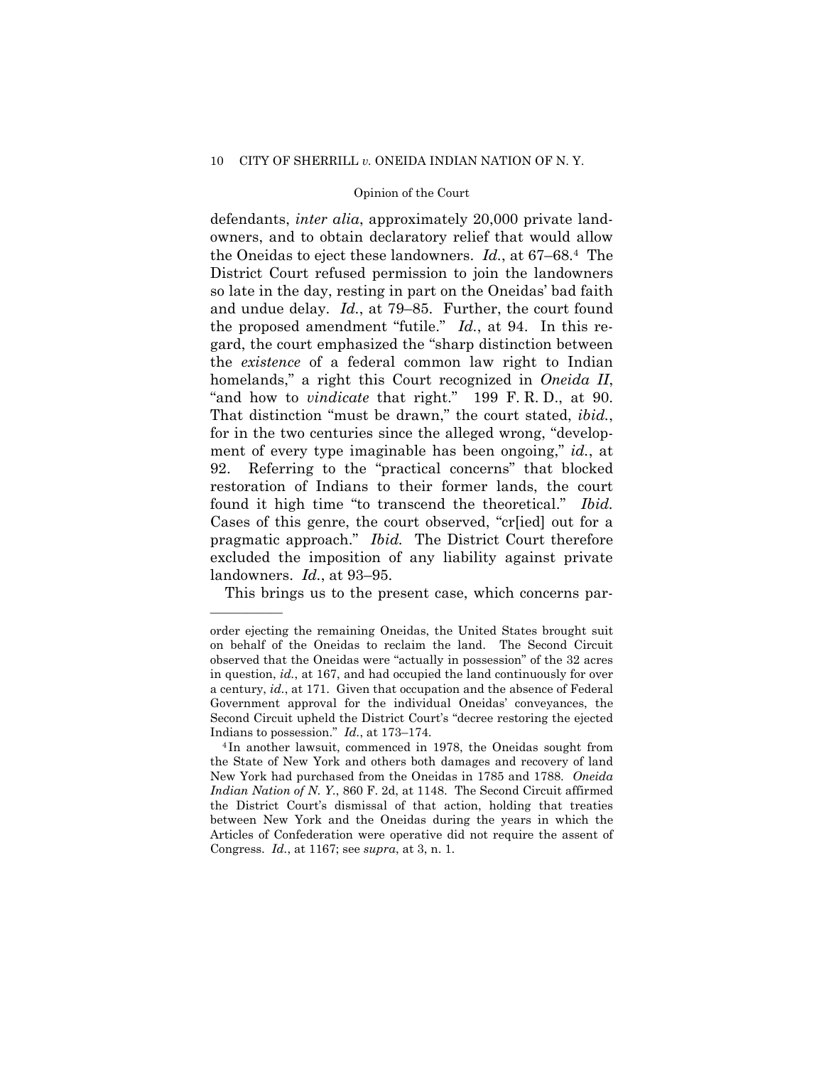defendants, *inter alia*, approximately 20,000 private landowners, and to obtain declaratory relief that would allow the Oneidas to eject these landowners. *Id.*, at 67–68.[4] The District Court refused permission to join the landowners so late in the day, resting in part on the Oneidas' bad faith and undue delay. *Id.*, at 79–85. Further, the court found the proposed amendment "futile." *Id.*, at 94. In this regard, the court emphasized the "sharp distinction between the *existence* of a federal common law right to Indian homelands," a right this Court recognized in *Oneida II*, "and how to *vindicate* that right." 199 F. R. D., at 90. That distinction "must be drawn," the court stated, *ibid.*, for in the two centuries since the alleged wrong, "development of every type imaginable has been ongoing," *id.*, at 92. Referring to the "practical concerns" that blocked restoration of Indians to their former lands, the court found it high time "to transcend the theoretical." *Ibid.* Cases of this genre, the court observed, "cr[ied] out for a pragmatic approach." *Ibid.* The District Court therefore excluded the imposition of any liability against private landowners. *Id.*, at 93–95.

This brings us to the present case, which concerns par-

---

order ejecting the remaining Oneidas, the United States brought suit on behalf of the Oneidas to reclaim the land. The Second Circuit observed that the Oneidas were "actually in possession" of the 32 acres in question, *id.*, at 167, and had occupied the land continuously for over a century, *id.*, at 171. Given that occupation and the absence of Federal Government approval for the individual Oneidas' conveyances, the Second Circuit upheld the District Court's "decree restoring the ejected Indians to possession." *Id.*, at 173–174.

[4] In another lawsuit, commenced in 1978, the Oneidas sought from the State of New York and others both damages and recovery of land New York had purchased from the Oneidas in 1785 and 1788. *Oneida Indian Nation of N. Y.*, 860 F. 2d, at 1148. The Second Circuit affirmed the District Court's dismissal of that action, holding that treaties between New York and the Oneidas during the years in which the Articles of Confederation were operative did not require the assent of Congress. *Id.*, at 1167; see *supra*, at 3, n. 1.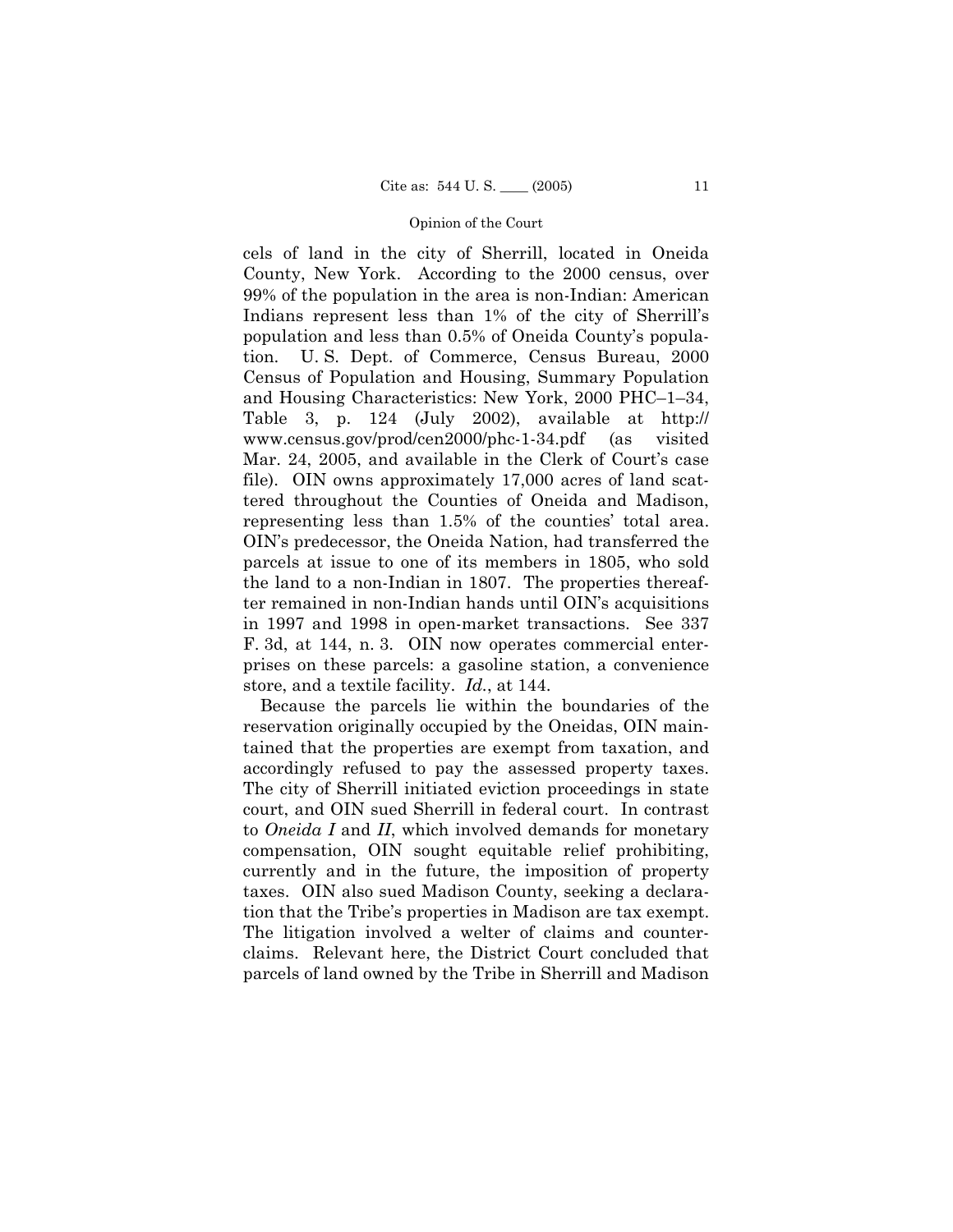cels of land in the city of Sherrill, located in Oneida County, New York. According to the 2000 census, over 99% of the population in the area is non-Indian: American Indians represent less than 1% of the city of Sherrill's population and less than 0.5% of Oneida County's population. U. S. Dept. of Commerce, Census Bureau, 2000 Census of Population and Housing, Summary Population and Housing Characteristics: New York, 2000 PHC–1–34, Table 3, p. 124 (July 2002), available at http://www.census.gov/prod/cen2000/phc-1-34.pdf (as visited Mar. 24, 2005, and available in the Clerk of Court's case file). OIN owns approximately 17,000 acres of land scattered throughout the Counties of Oneida and Madison, representing less than 1.5% of the counties' total area. OIN's predecessor, the Oneida Nation, had transferred the parcels at issue to one of its members in 1805, who sold the land to a non-Indian in 1807. The properties thereafter remained in non-Indian hands until OIN's acquisitions in 1997 and 1998 in open-market transactions. See 337 F. 3d, at 144, n. 3. OIN now operates commercial enterprises on these parcels: a gasoline station, a convenience store, and a textile facility. *Id.*, at 144.

Because the parcels lie within the boundaries of the reservation originally occupied by the Oneidas, OIN maintained that the properties are exempt from taxation, and accordingly refused to pay the assessed property taxes. The city of Sherrill initiated eviction proceedings in state court, and OIN sued Sherrill in federal court. In contrast to *Oneida I* and *II*, which involved demands for monetary compensation, OIN sought equitable relief prohibiting, currently and in the future, the imposition of property taxes. OIN also sued Madison County, seeking a declaration that the Tribe's properties in Madison are tax exempt. The litigation involved a welter of claims and counterclaims. Relevant here, the District Court concluded that parcels of land owned by the Tribe in Sherrill and Madison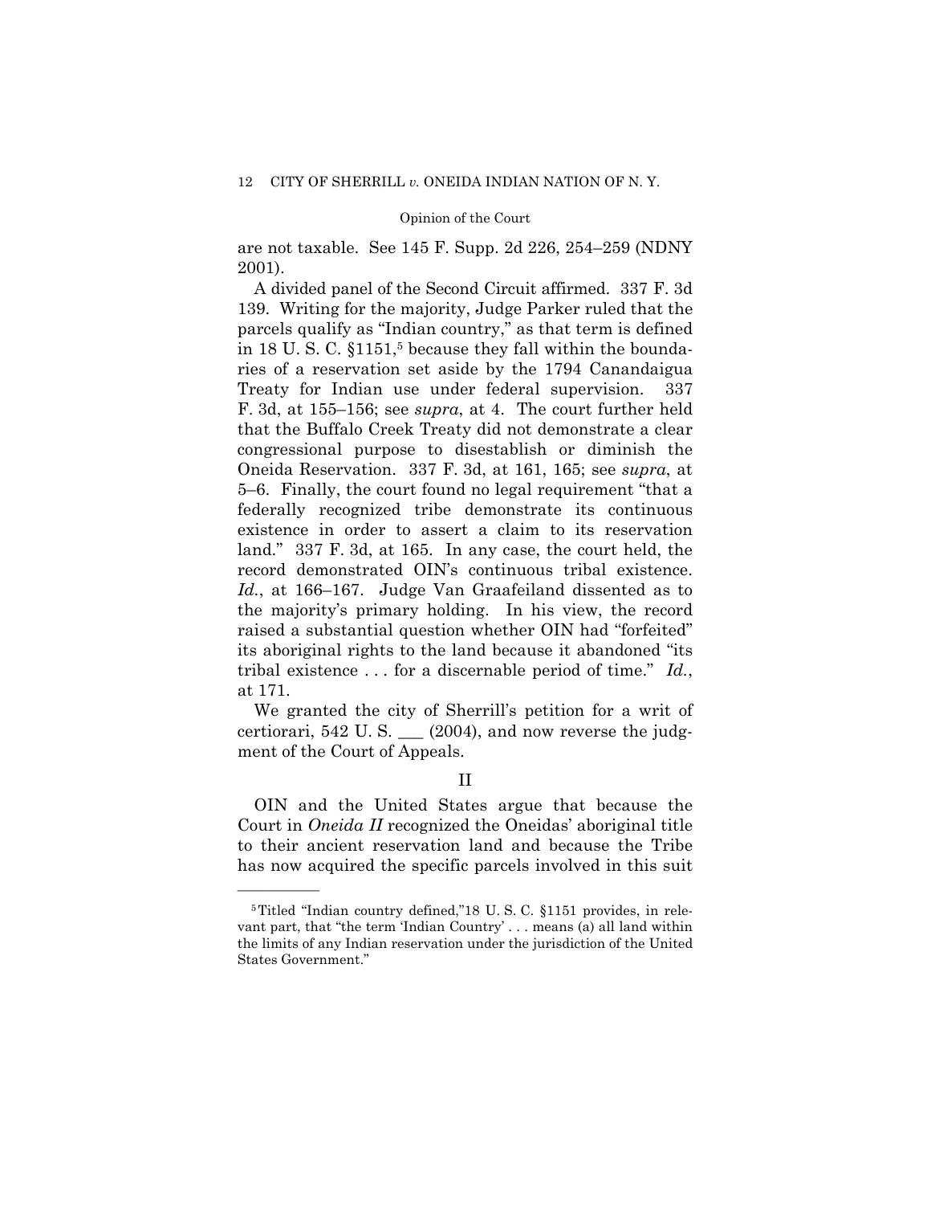are not taxable. See 145 F. Supp. 2d 226, 254–259 (NDNY 2001).

A divided panel of the Second Circuit affirmed. 337 F. 3d 139. Writing for the majority, Judge Parker ruled that the parcels qualify as "Indian country," as that term is defined in 18 U. S. C. §1151,[5] because they fall within the boundaries of a reservation set aside by the 1794 Canandaigua Treaty for Indian use under federal supervision. 337 F. 3d, at 155–156; see *supra*, at 4. The court further held that the Buffalo Creek Treaty did not demonstrate a clear congressional purpose to disestablish or diminish the Oneida Reservation. 337 F. 3d, at 161, 165; see *supra*, at 5–6. Finally, the court found no legal requirement "that a federally recognized tribe demonstrate its continuous existence in order to assert a claim to its reservation land." 337 F. 3d, at 165. In any case, the court held, the record demonstrated OIN's continuous tribal existence. *Id.*, at 166–167. Judge Van Graafeiland dissented as to the majority's primary holding. In his view, the record raised a substantial question whether OIN had "forfeited" its aboriginal rights to the land because it abandoned "its tribal existence . . . for a discernable period of time." *Id.*, at 171.

We granted the city of Sherrill's petition for a writ of certiorari, 542 U. S. ___ (2004), and now reverse the judgment of the Court of Appeals.

## II

OIN and the United States argue that because the Court in *Oneida II* recognized the Oneidas' aboriginal title to their ancient reservation land and because the Tribe has now acquired the specific parcels involved in this suit

---

[5] Titled "Indian country defined,"18 U. S. C. §1151 provides, in relevant part, that "the term 'Indian Country' . . . means (a) all land within the limits of any Indian reservation under the jurisdiction of the United States Government."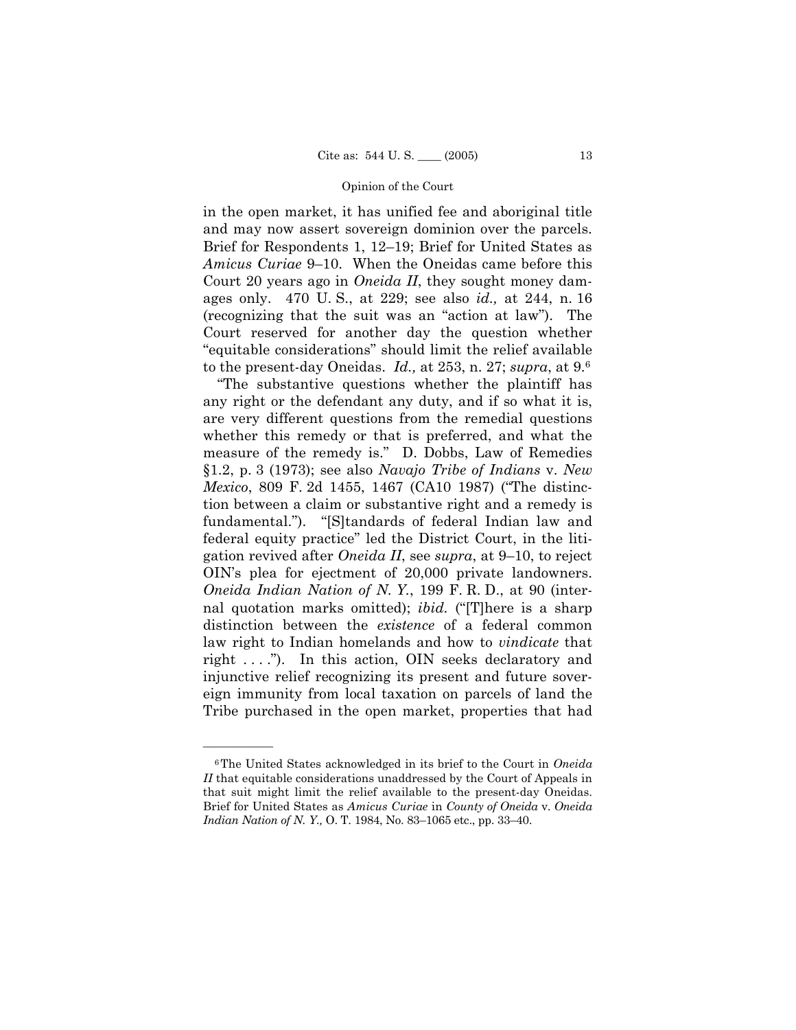in the open market, it has unified fee and aboriginal title and may now assert sovereign dominion over the parcels. Brief for Respondents 1, 12–19; Brief for United States as *Amicus Curiae* 9–10. When the Oneidas came before this Court 20 years ago in *Oneida II*, they sought money damages only. 470 U. S., at 229; see also *id.,* at 244, n. 16 (recognizing that the suit was an "action at law"). The Court reserved for another day the question whether "equitable considerations" should limit the relief available to the present-day Oneidas. *Id.,* at 253, n. 27; *supra*, at 9.[6]

"The substantive questions whether the plaintiff has any right or the defendant any duty, and if so what it is, are very different questions from the remedial questions whether this remedy or that is preferred, and what the measure of the remedy is." D. Dobbs, Law of Remedies §1.2, p. 3 (1973); see also *Navajo Tribe of Indians* v. *New Mexico*, 809 F. 2d 1455, 1467 (CA10 1987) ("The distinction between a claim or substantive right and a remedy is fundamental."). "[S]tandards of federal Indian law and federal equity practice" led the District Court, in the litigation revived after *Oneida II*, see *supra*, at 9–10, to reject OIN's plea for ejectment of 20,000 private landowners. *Oneida Indian Nation of N. Y.*, 199 F. R. D., at 90 (internal quotation marks omitted); *ibid.* ("[T]here is a sharp distinction between the *existence* of a federal common law right to Indian homelands and how to *vindicate* that right . . . ."). In this action, OIN seeks declaratory and injunctive relief recognizing its present and future sovereign immunity from local taxation on parcels of land the Tribe purchased in the open market, properties that had

---

[6] The United States acknowledged in its brief to the Court in *Oneida II* that equitable considerations unaddressed by the Court of Appeals in that suit might limit the relief available to the present-day Oneidas. Brief for United States as *Amicus Curiae* in *County of Oneida* v. *Oneida Indian Nation of N. Y.,* O. T. 1984, No. 83–1065 etc., pp. 33–40.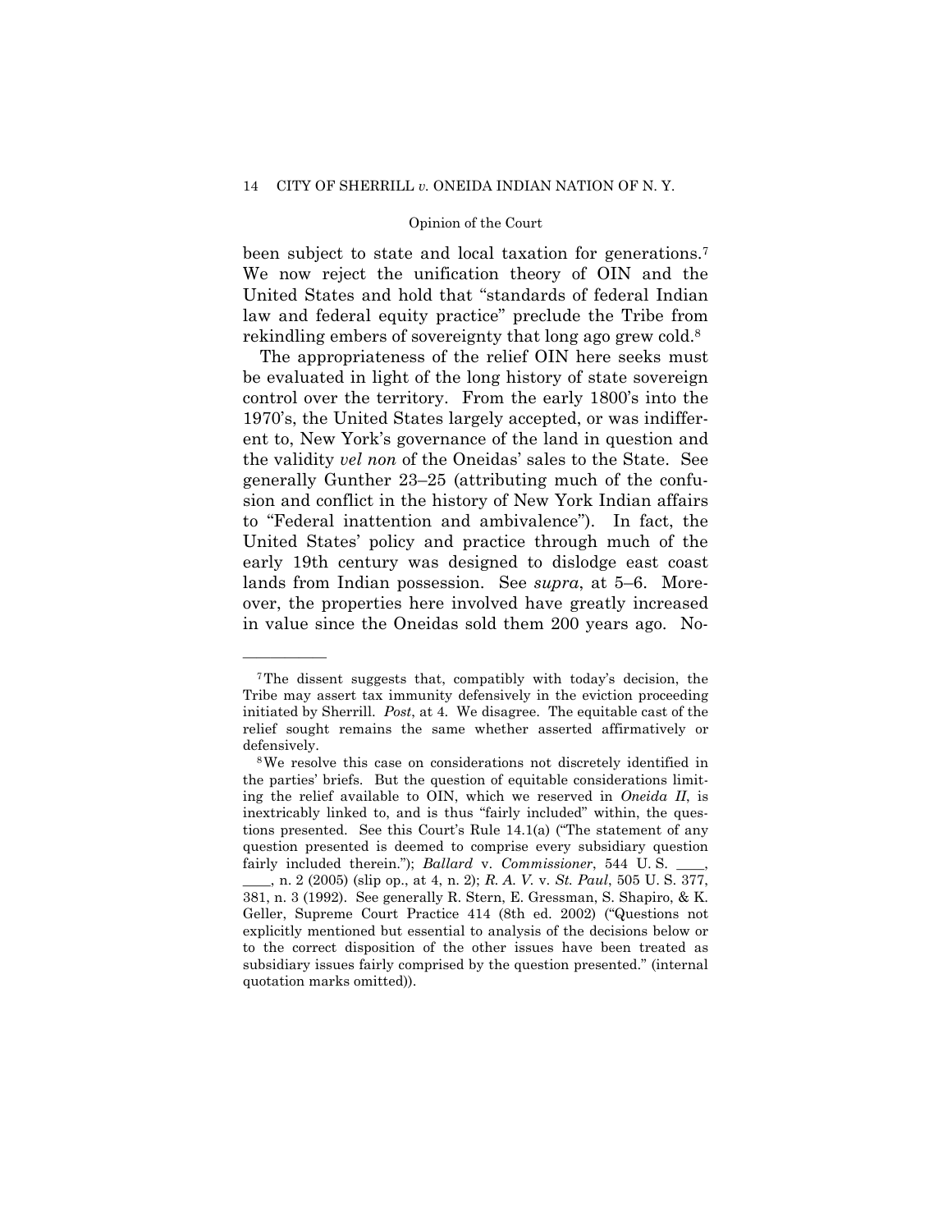been subject to state and local taxation for generations.[7] We now reject the unification theory of OIN and the United States and hold that "standards of federal Indian law and federal equity practice" preclude the Tribe from rekindling embers of sovereignty that long ago grew cold.[8]

The appropriateness of the relief OIN here seeks must be evaluated in light of the long history of state sovereign control over the territory. From the early 1800's into the 1970's, the United States largely accepted, or was indifferent to, New York's governance of the land in question and the validity *vel non* of the Oneidas' sales to the State. See generally Gunther 23–25 (attributing much of the confusion and conflict in the history of New York Indian affairs to "Federal inattention and ambivalence"). In fact, the United States' policy and practice through much of the early 19th century was designed to dislodge east coast lands from Indian possession. See *supra*, at 5–6. Moreover, the properties here involved have greatly increased in value since the Oneidas sold them 200 years ago. No-

---

[7] The dissent suggests that, compatibly with today's decision, the Tribe may assert tax immunity defensively in the eviction proceeding initiated by Sherrill. *Post*, at 4. We disagree. The equitable cast of the relief sought remains the same whether asserted affirmatively or defensively.

[8] We resolve this case on considerations not discretely identified in the parties' briefs. But the question of equitable considerations limiting the relief available to OIN, which we reserved in *Oneida II*, is inextricably linked to, and is thus "fairly included" within, the questions presented. See this Court's Rule 14.1(a) ("The statement of any question presented is deemed to comprise every subsidiary question fairly included therein."); *Ballard* v. *Commissioner*, 544 U. S. \_\_\_\_, \_\_\_\_, n. 2 (2005) (slip op., at 4, n. 2); *R. A. V.* v. *St. Paul*, 505 U. S. 377, 381, n. 3 (1992). See generally R. Stern, E. Gressman, S. Shapiro, & K. Geller, Supreme Court Practice 414 (8th ed. 2002) ("Questions not explicitly mentioned but essential to analysis of the decisions below or to the correct disposition of the other issues have been treated as subsidiary issues fairly comprised by the question presented." (internal quotation marks omitted)).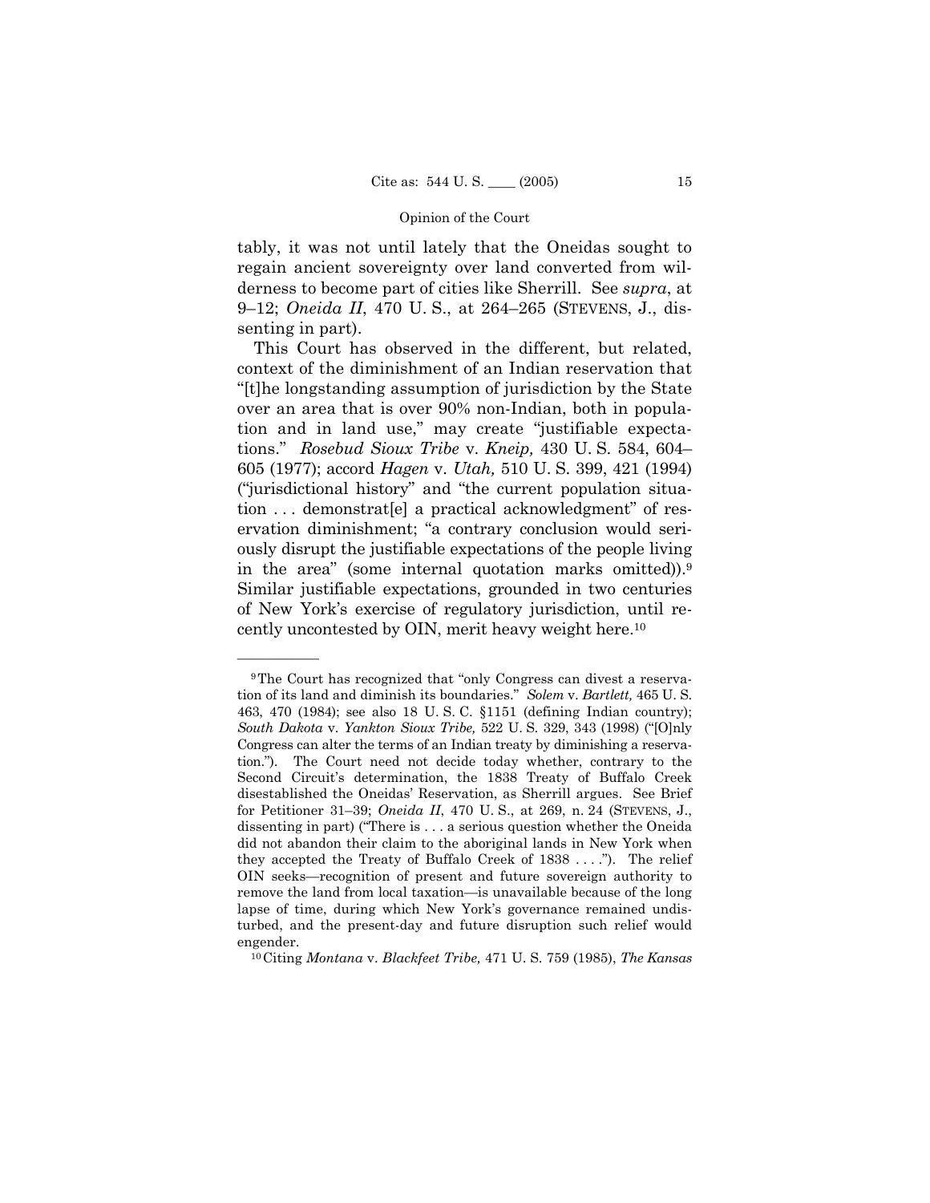tably, it was not until lately that the Oneidas sought to regain ancient sovereignty over land converted from wilderness to become part of cities like Sherrill. See *supra*, at 9–12; *Oneida II*, 470 U. S., at 264–265 (STEVENS, J., dissenting in part).

This Court has observed in the different, but related, context of the diminishment of an Indian reservation that "[t]he longstanding assumption of jurisdiction by the State over an area that is over 90% non-Indian, both in population and in land use," may create "justifiable expectations." *Rosebud Sioux Tribe* v. *Kneip,* 430 U. S. 584, 604–605 (1977); accord *Hagen* v. *Utah,* 510 U. S. 399, 421 (1994) ("jurisdictional history" and "the current population situation . . . demonstrat[e] a practical acknowledgment" of reservation diminishment; "a contrary conclusion would seriously disrupt the justifiable expectations of the people living in the area" (some internal quotation marks omitted)).[9] Similar justifiable expectations, grounded in two centuries of New York's exercise of regulatory jurisdiction, until recently uncontested by OIN, merit heavy weight here.[10]

---

[9] The Court has recognized that "only Congress can divest a reservation of its land and diminish its boundaries." *Solem* v. *Bartlett,* 465 U. S. 463, 470 (1984); see also 18 U. S. C. §1151 (defining Indian country); *South Dakota* v. *Yankton Sioux Tribe,* 522 U. S. 329, 343 (1998) ("[O]nly Congress can alter the terms of an Indian treaty by diminishing a reservation."). The Court need not decide today whether, contrary to the Second Circuit's determination, the 1838 Treaty of Buffalo Creek disestablished the Oneidas' Reservation, as Sherrill argues. See Brief for Petitioner 31–39; *Oneida II*, 470 U. S., at 269, n. 24 (STEVENS, J., dissenting in part) ("There is . . . a serious question whether the Oneida did not abandon their claim to the aboriginal lands in New York when they accepted the Treaty of Buffalo Creek of 1838 . . . ."). The relief OIN seeks—recognition of present and future sovereign authority to remove the land from local taxation—is unavailable because of the long lapse of time, during which New York's governance remained undisturbed, and the present-day and future disruption such relief would engender.

[10] Citing *Montana* v. *Blackfeet Tribe,* 471 U. S. 759 (1985), *The Kansas*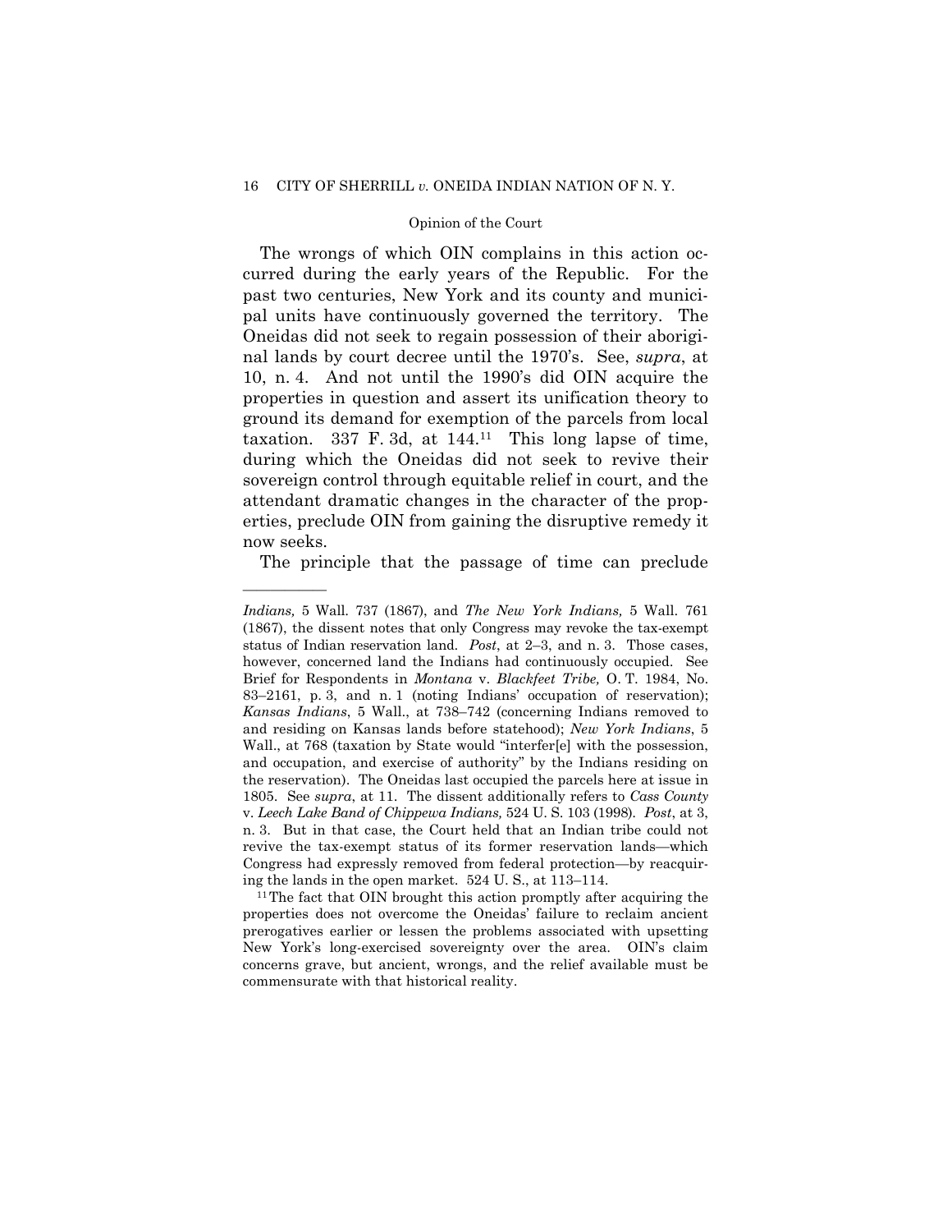The wrongs of which OIN complains in this action occurred during the early years of the Republic. For the past two centuries, New York and its county and municipal units have continuously governed the territory. The Oneidas did not seek to regain possession of their aboriginal lands by court decree until the 1970's. See, *supra*, at 10, n. 4. And not until the 1990's did OIN acquire the properties in question and assert its unification theory to ground its demand for exemption of the parcels from local taxation. 337 F. 3d, at 144.[11] This long lapse of time, during which the Oneidas did not seek to revive their sovereign control through equitable relief in court, and the attendant dramatic changes in the character of the properties, preclude OIN from gaining the disruptive remedy it now seeks.

The principle that the passage of time can preclude

---

*Indians,* 5 Wall. 737 (1867), and *The New York Indians,* 5 Wall. 761 (1867), the dissent notes that only Congress may revoke the tax-exempt status of Indian reservation land. *Post*, at 2–3, and n. 3. Those cases, however, concerned land the Indians had continuously occupied. See Brief for Respondents in *Montana* v. *Blackfeet Tribe,* O. T. 1984, No. 83–2161, p. 3, and n. 1 (noting Indians' occupation of reservation); *Kansas Indians*, 5 Wall., at 738–742 (concerning Indians removed to and residing on Kansas lands before statehood); *New York Indians*, 5 Wall., at 768 (taxation by State would "interfer[e] with the possession, and occupation, and exercise of authority" by the Indians residing on the reservation). The Oneidas last occupied the parcels here at issue in 1805. See *supra*, at 11. The dissent additionally refers to *Cass County* v. *Leech Lake Band of Chippewa Indians,* 524 U. S. 103 (1998). *Post*, at 3, n. 3. But in that case, the Court held that an Indian tribe could not revive the tax-exempt status of its former reservation lands—which Congress had expressly removed from federal protection—by reacquiring the lands in the open market. 524 U. S., at 113–114.

[11] The fact that OIN brought this action promptly after acquiring the properties does not overcome the Oneidas' failure to reclaim ancient prerogatives earlier or lessen the problems associated with upsetting New York's long-exercised sovereignty over the area. OIN's claim concerns grave, but ancient, wrongs, and the relief available must be commensurate with that historical reality.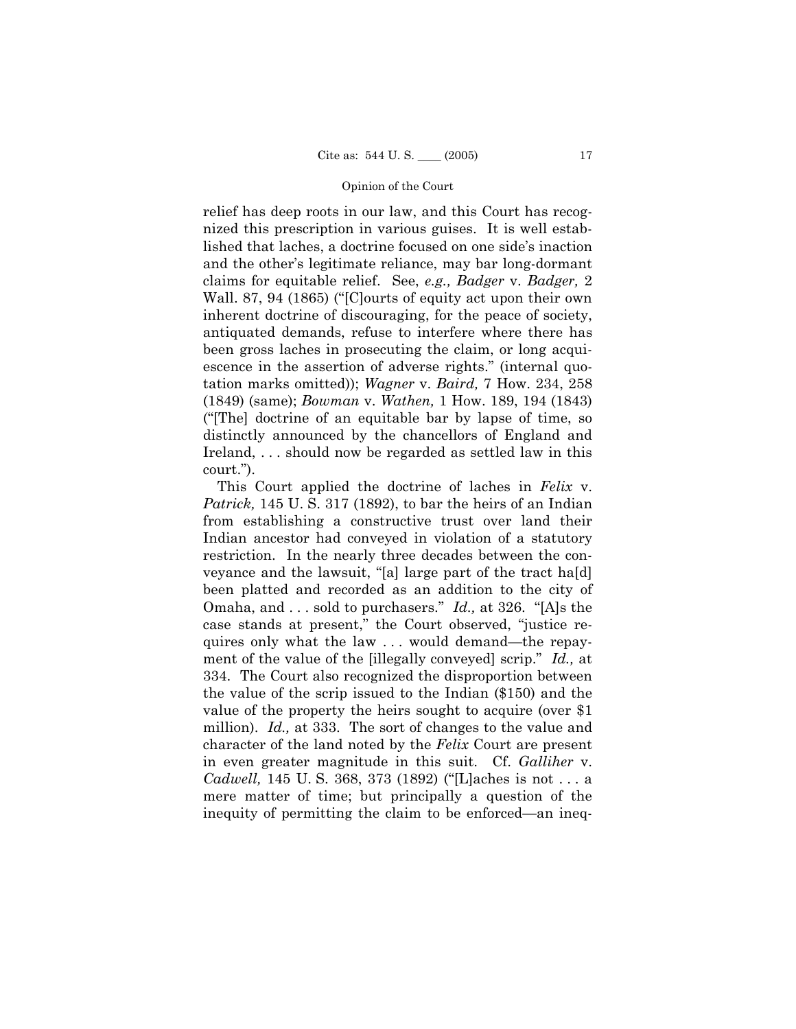relief has deep roots in our law, and this Court has recognized this prescription in various guises. It is well established that laches, a doctrine focused on one side's inaction and the other's legitimate reliance, may bar long-dormant claims for equitable relief. See, *e.g., Badger* v. *Badger,* 2 Wall. 87, 94 (1865) ("[C]ourts of equity act upon their own inherent doctrine of discouraging, for the peace of society, antiquated demands, refuse to interfere where there has been gross laches in prosecuting the claim, or long acquiescence in the assertion of adverse rights." (internal quotation marks omitted)); *Wagner* v. *Baird,* 7 How. 234, 258 (1849) (same); *Bowman* v. *Wathen,* 1 How. 189, 194 (1843) ("[The] doctrine of an equitable bar by lapse of time, so distinctly announced by the chancellors of England and Ireland, . . . should now be regarded as settled law in this court.").

This Court applied the doctrine of laches in *Felix* v. *Patrick,* 145 U. S. 317 (1892), to bar the heirs of an Indian from establishing a constructive trust over land their Indian ancestor had conveyed in violation of a statutory restriction. In the nearly three decades between the conveyance and the lawsuit, "[a] large part of the tract ha[d] been platted and recorded as an addition to the city of Omaha, and . . . sold to purchasers." *Id.,* at 326. "[A]s the case stands at present," the Court observed, "justice requires only what the law . . . would demand—the repayment of the value of the [illegally conveyed] scrip." *Id.,* at 334. The Court also recognized the disproportion between the value of the scrip issued to the Indian ($150) and the value of the property the heirs sought to acquire (over $1 million). *Id.,* at 333. The sort of changes to the value and character of the land noted by the *Felix* Court are present in even greater magnitude in this suit. Cf. *Galliher* v. *Cadwell,* 145 U. S. 368, 373 (1892) ("[L]aches is not . . . a mere matter of time; but principally a question of the inequity of permitting the claim to be enforced—an ineq-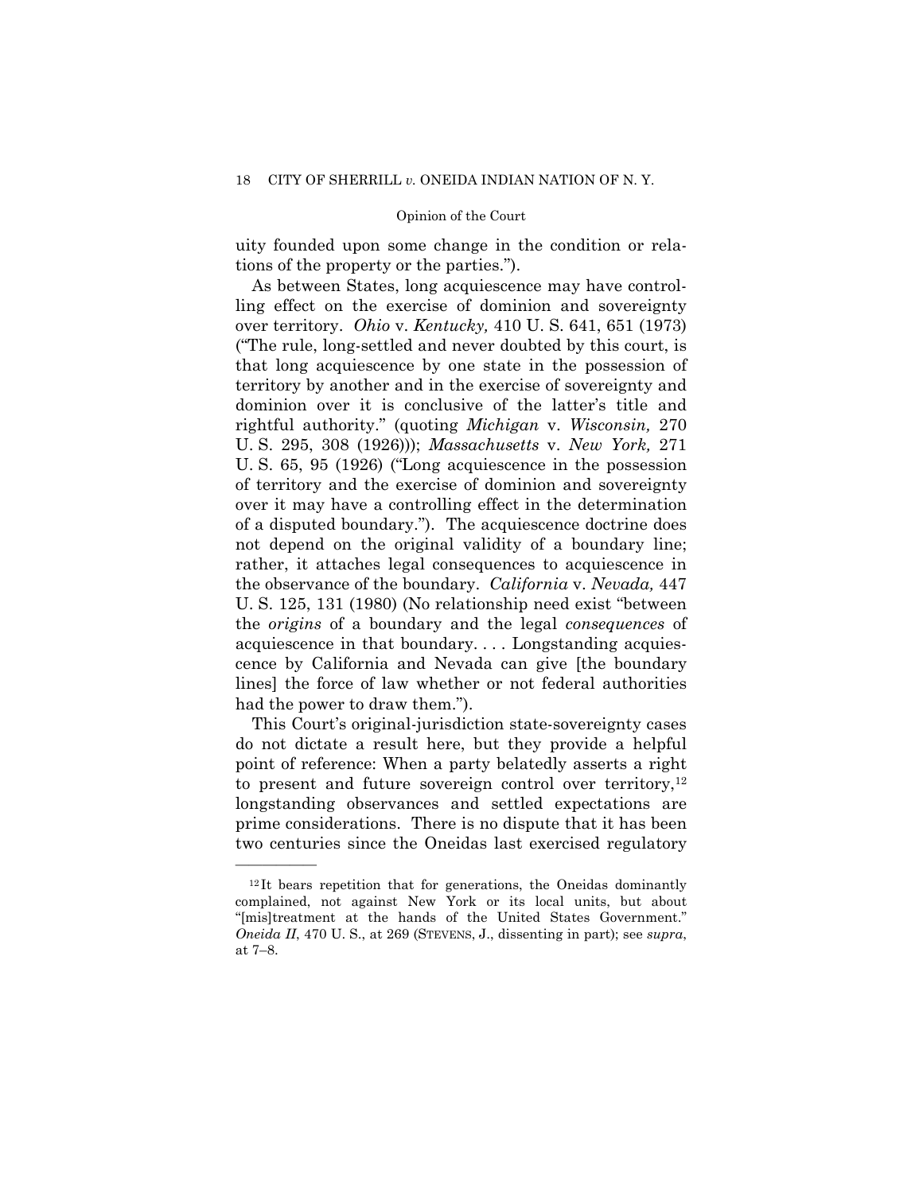uity founded upon some change in the condition or relations of the property or the parties.").

As between States, long acquiescence may have controlling effect on the exercise of dominion and sovereignty over territory. *Ohio* v. *Kentucky,* 410 U. S. 641, 651 (1973) ("The rule, long-settled and never doubted by this court, is that long acquiescence by one state in the possession of territory by another and in the exercise of sovereignty and dominion over it is conclusive of the latter's title and rightful authority." (quoting *Michigan* v. *Wisconsin,* 270 U. S. 295, 308 (1926))); *Massachusetts* v. *New York,* 271 U. S. 65, 95 (1926) ("Long acquiescence in the possession of territory and the exercise of dominion and sovereignty over it may have a controlling effect in the determination of a disputed boundary."). The acquiescence doctrine does not depend on the original validity of a boundary line; rather, it attaches legal consequences to acquiescence in the observance of the boundary. *California* v. *Nevada,* 447 U. S. 125, 131 (1980) (No relationship need exist "between the *origins* of a boundary and the legal *consequences* of acquiescence in that boundary. . . . Longstanding acquiescence by California and Nevada can give [the boundary lines] the force of law whether or not federal authorities had the power to draw them.").

This Court's original-jurisdiction state-sovereignty cases do not dictate a result here, but they provide a helpful point of reference: When a party belatedly asserts a right to present and future sovereign control over territory,[12] longstanding observances and settled expectations are prime considerations. There is no dispute that it has been two centuries since the Oneidas last exercised regulatory

---

[12] It bears repetition that for generations, the Oneidas dominantly complained, not against New York or its local units, but about "[mis]treatment at the hands of the United States Government." *Oneida II*, 470 U. S., at 269 (STEVENS, J., dissenting in part); see *supra*, at 7–8.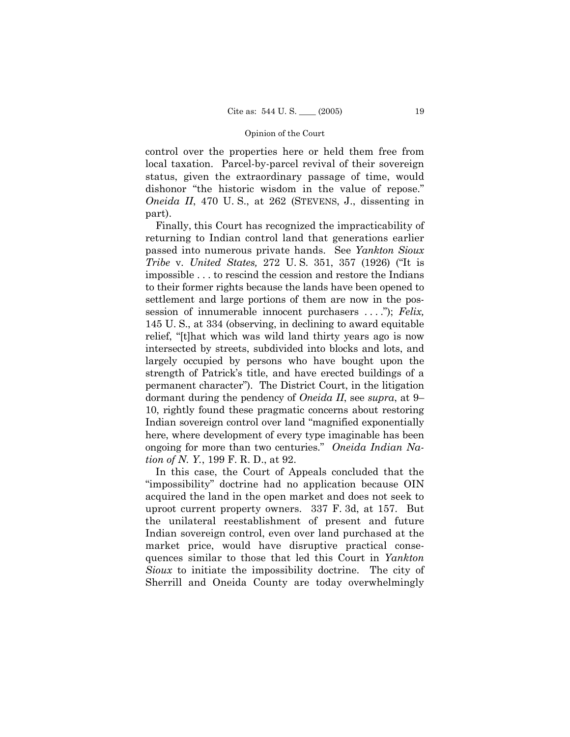control over the properties here or held them free from local taxation. Parcel-by-parcel revival of their sovereign status, given the extraordinary passage of time, would dishonor "the historic wisdom in the value of repose." *Oneida II*, 470 U. S., at 262 (STEVENS, J., dissenting in part).

Finally, this Court has recognized the impracticability of returning to Indian control land that generations earlier passed into numerous private hands. See *Yankton Sioux Tribe* v. *United States,* 272 U. S. 351, 357 (1926) ("It is impossible . . . to rescind the cession and restore the Indians to their former rights because the lands have been opened to settlement and large portions of them are now in the possession of innumerable innocent purchasers . . . ."); *Felix,* 145 U. S., at 334 (observing, in declining to award equitable relief, "[t]hat which was wild land thirty years ago is now intersected by streets, subdivided into blocks and lots, and largely occupied by persons who have bought upon the strength of Patrick's title, and have erected buildings of a permanent character"). The District Court, in the litigation dormant during the pendency of *Oneida II*, see *supra*, at 9–10, rightly found these pragmatic concerns about restoring Indian sovereign control over land "magnified exponentially here, where development of every type imaginable has been ongoing for more than two centuries." *Oneida Indian Nation of N. Y.*, 199 F. R. D., at 92.

In this case, the Court of Appeals concluded that the "impossibility" doctrine had no application because OIN acquired the land in the open market and does not seek to uproot current property owners. 337 F. 3d, at 157. But the unilateral reestablishment of present and future Indian sovereign control, even over land purchased at the market price, would have disruptive practical consequences similar to those that led this Court in *Yankton Sioux* to initiate the impossibility doctrine. The city of Sherrill and Oneida County are today overwhelmingly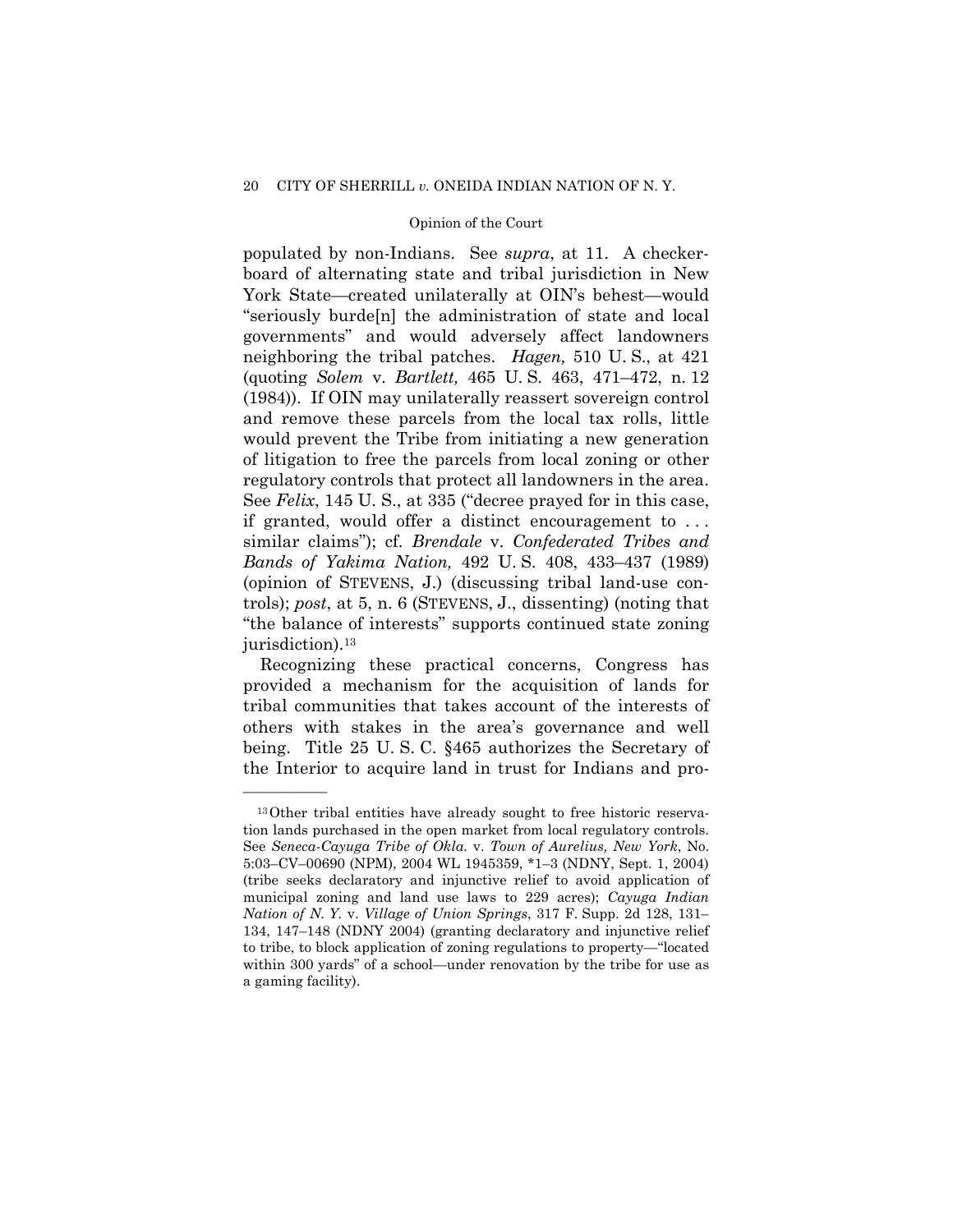populated by non-Indians. See *supra*, at 11. A checkerboard of alternating state and tribal jurisdiction in New York State—created unilaterally at OIN's behest—would "seriously burde[n] the administration of state and local governments" and would adversely affect landowners neighboring the tribal patches. *Hagen,* 510 U. S., at 421 (quoting *Solem* v. *Bartlett,* 465 U. S. 463, 471–472, n. 12 (1984)). If OIN may unilaterally reassert sovereign control and remove these parcels from the local tax rolls, little would prevent the Tribe from initiating a new generation of litigation to free the parcels from local zoning or other regulatory controls that protect all landowners in the area. See *Felix*, 145 U. S., at 335 ("decree prayed for in this case, if granted, would offer a distinct encouragement to . . . similar claims"); cf. *Brendale* v. *Confederated Tribes and Bands of Yakima Nation,* 492 U. S. 408, 433–437 (1989) (opinion of STEVENS, J.) (discussing tribal land-use controls); *post*, at 5, n. 6 (STEVENS, J., dissenting) (noting that "the balance of interests" supports continued state zoning jurisdiction).[13]

Recognizing these practical concerns, Congress has provided a mechanism for the acquisition of lands for tribal communities that takes account of the interests of others with stakes in the area's governance and well being. Title 25 U. S. C. §465 authorizes the Secretary of the Interior to acquire land in trust for Indians and pro-

---

[13] Other tribal entities have already sought to free historic reservation lands purchased in the open market from local regulatory controls. See *Seneca-Cayuga Tribe of Okla.* v. *Town of Aurelius, New York*, No. 5:03–CV–00690 (NPM), 2004 WL 1945359, *1–3 (NDNY, Sept. 1, 2004) (tribe seeks declaratory and injunctive relief to avoid application of municipal zoning and land use laws to 229 acres); *Cayuga Indian Nation of N. Y.* v. *Village of Union Springs*, 317 F. Supp. 2d 128, 131–134, 147–148 (NDNY 2004) (granting declaratory and injunctive relief to tribe, to block application of zoning regulations to property—"located within 300 yards" of a school—under renovation by the tribe for use as a gaming facility).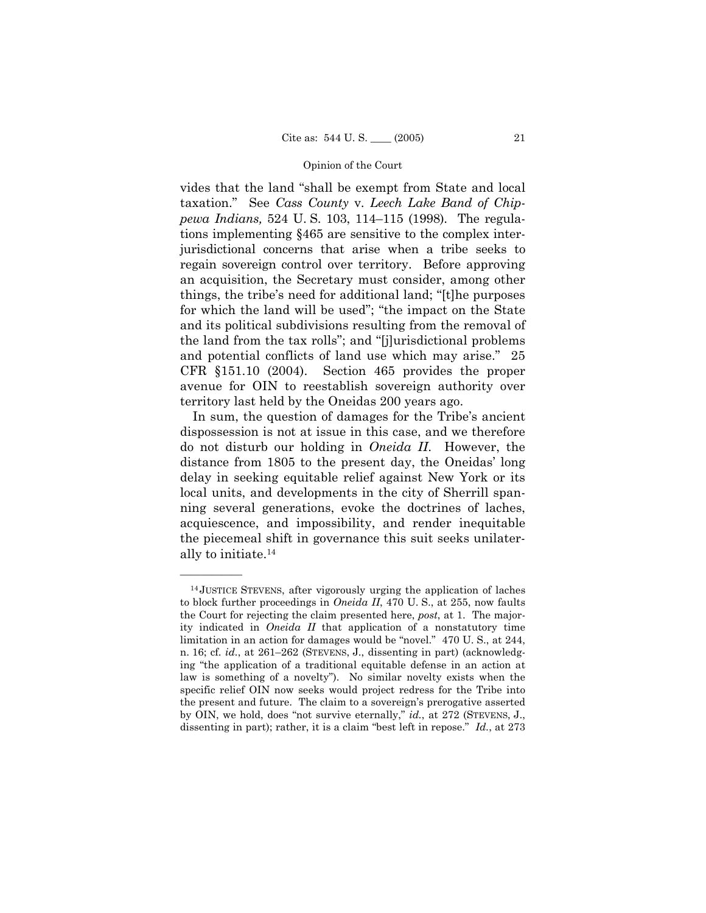vides that the land "shall be exempt from State and local taxation." See *Cass County* v. *Leech Lake Band of Chippewa Indians,* 524 U. S. 103, 114–115 (1998). The regulations implementing §465 are sensitive to the complex interjurisdictional concerns that arise when a tribe seeks to regain sovereign control over territory. Before approving an acquisition, the Secretary must consider, among other things, the tribe's need for additional land; "[t]he purposes for which the land will be used"; "the impact on the State and its political subdivisions resulting from the removal of the land from the tax rolls"; and "[j]urisdictional problems and potential conflicts of land use which may arise." 25 CFR §151.10 (2004). Section 465 provides the proper avenue for OIN to reestablish sovereign authority over territory last held by the Oneidas 200 years ago.

In sum, the question of damages for the Tribe's ancient dispossession is not at issue in this case, and we therefore do not disturb our holding in *Oneida II*. However, the distance from 1805 to the present day, the Oneidas' long delay in seeking equitable relief against New York or its local units, and developments in the city of Sherrill spanning several generations, evoke the doctrines of laches, acquiescence, and impossibility, and render inequitable the piecemeal shift in governance this suit seeks unilaterally to initiate.[14]

---

[14] JUSTICE STEVENS, after vigorously urging the application of laches to block further proceedings in *Oneida II*, 470 U. S., at 255, now faults the Court for rejecting the claim presented here, *post*, at 1. The majority indicated in *Oneida II* that application of a nonstatutory time limitation in an action for damages would be "novel." 470 U. S., at 244, n. 16; cf. *id.*, at 261–262 (STEVENS, J., dissenting in part) (acknowledging "the application of a traditional equitable defense in an action at law is something of a novelty"). No similar novelty exists when the specific relief OIN now seeks would project redress for the Tribe into the present and future. The claim to a sovereign's prerogative asserted by OIN, we hold, does "not survive eternally," *id.*, at 272 (STEVENS, J., dissenting in part); rather, it is a claim "best left in repose." *Id.*, at 273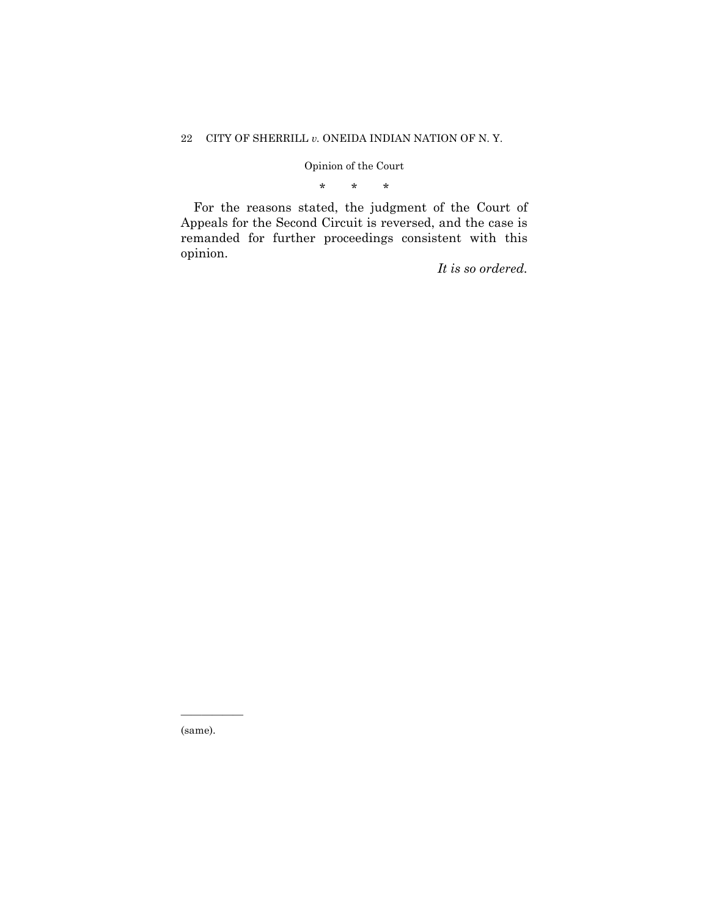\*   \*   \*

For the reasons stated, the judgment of the Court of Appeals for the Second Circuit is reversed, and the case is remanded for further proceedings consistent with this opinion.

*It is so ordered.*

---

(same).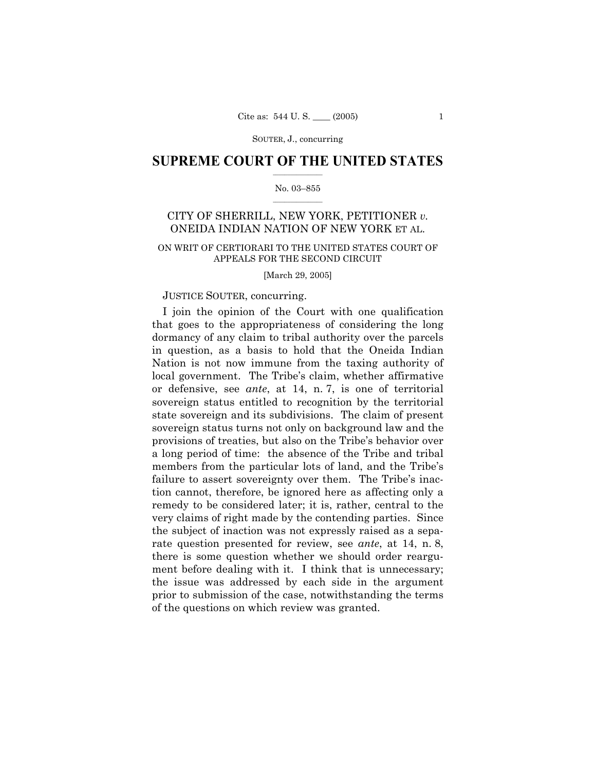# SUPREME COURT OF THE UNITED STATES

No. 03–855

CITY OF SHERRILL, NEW YORK, PETITIONER *v.* ONEIDA INDIAN NATION OF NEW YORK ET AL.

ON WRIT OF CERTIORARI TO THE UNITED STATES COURT OF APPEALS FOR THE SECOND CIRCUIT

[March 29, 2005]

JUSTICE SOUTER, concurring.

I join the opinion of the Court with one qualification that goes to the appropriateness of considering the long dormancy of any claim to tribal authority over the parcels in question, as a basis to hold that the Oneida Indian Nation is not now immune from the taxing authority of local government. The Tribe's claim, whether affirmative or defensive, see *ante*, at 14, n. 7, is one of territorial sovereign status entitled to recognition by the territorial state sovereign and its subdivisions. The claim of present sovereign status turns not only on background law and the provisions of treaties, but also on the Tribe's behavior over a long period of time: the absence of the Tribe and tribal members from the particular lots of land, and the Tribe's failure to assert sovereignty over them. The Tribe's inaction cannot, therefore, be ignored here as affecting only a remedy to be considered later; it is, rather, central to the very claims of right made by the contending parties. Since the subject of inaction was not expressly raised as a separate question presented for review, see *ante*, at 14, n. 8, there is some question whether we should order reargument before dealing with it. I think that is unnecessary; the issue was addressed by each side in the argument prior to submission of the case, notwithstanding the terms of the questions on which review was granted.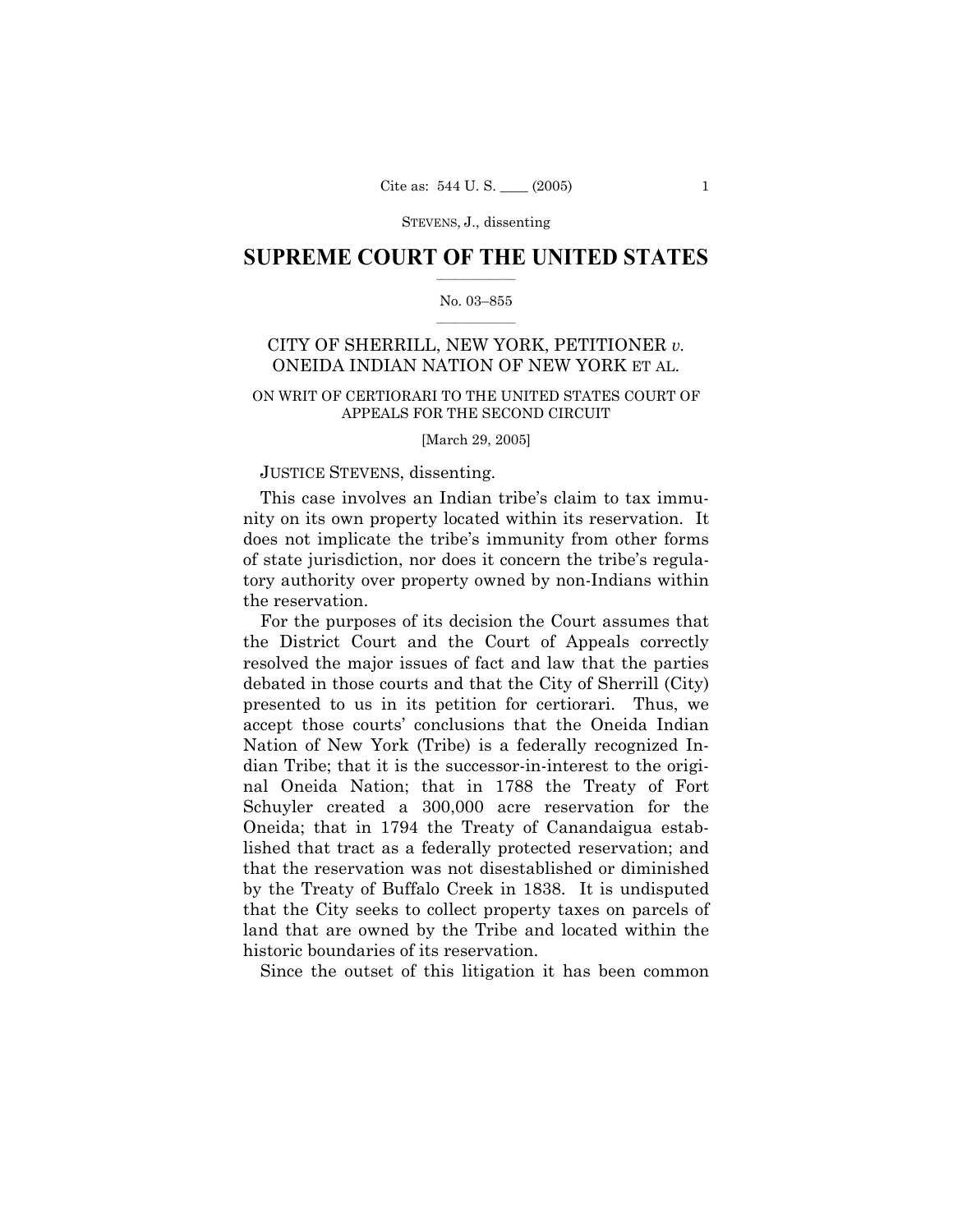STEVENS, J., dissenting

# SUPREME COURT OF THE UNITED STATES

No. 03–855

CITY OF SHERRILL, NEW YORK, PETITIONER *v.* ONEIDA INDIAN NATION OF NEW YORK ET AL.

ON WRIT OF CERTIORARI TO THE UNITED STATES COURT OF APPEALS FOR THE SECOND CIRCUIT

[March 29, 2005]

JUSTICE STEVENS, dissenting.

This case involves an Indian tribe's claim to tax immunity on its own property located within its reservation. It does not implicate the tribe's immunity from other forms of state jurisdiction, nor does it concern the tribe's regulatory authority over property owned by non-Indians within the reservation.

For the purposes of its decision the Court assumes that the District Court and the Court of Appeals correctly resolved the major issues of fact and law that the parties debated in those courts and that the City of Sherrill (City) presented to us in its petition for certiorari. Thus, we accept those courts' conclusions that the Oneida Indian Nation of New York (Tribe) is a federally recognized Indian Tribe; that it is the successor-in-interest to the original Oneida Nation; that in 1788 the Treaty of Fort Schuyler created a 300,000 acre reservation for the Oneida; that in 1794 the Treaty of Canandaigua established that tract as a federally protected reservation; and that the reservation was not disestablished or diminished by the Treaty of Buffalo Creek in 1838. It is undisputed that the City seeks to collect property taxes on parcels of land that are owned by the Tribe and located within the historic boundaries of its reservation.

Since the outset of this litigation it has been common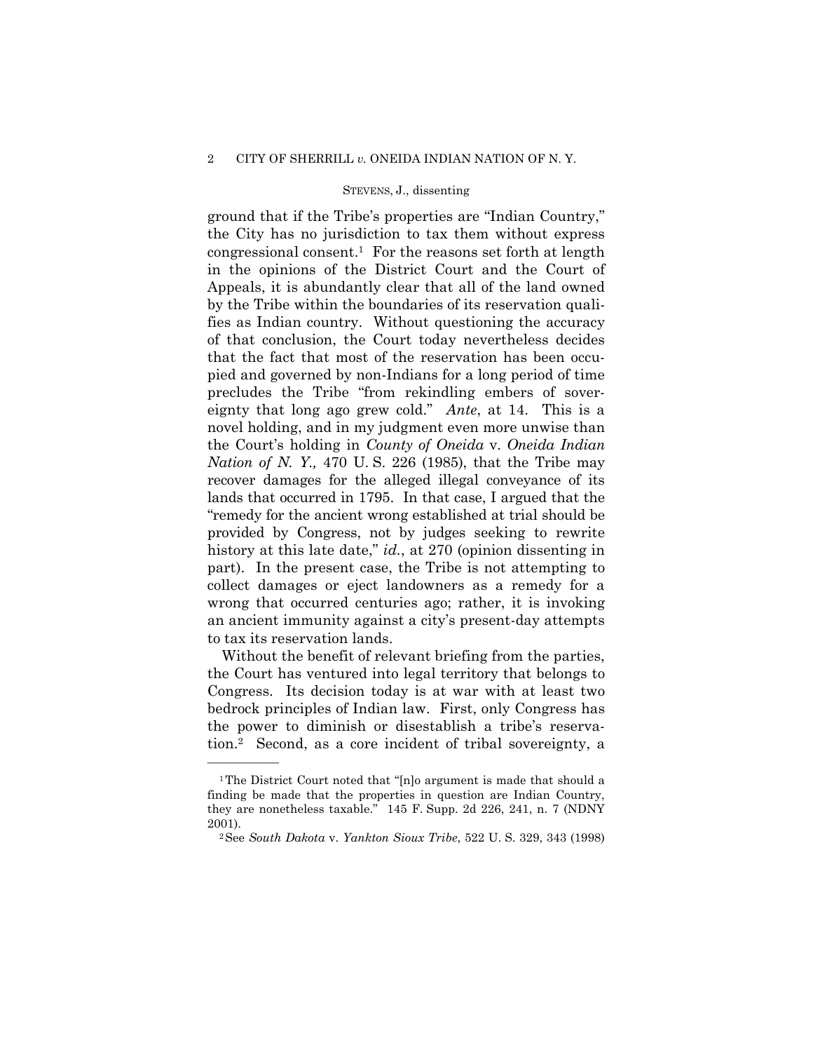ground that if the Tribe's properties are "Indian Country," the City has no jurisdiction to tax them without express congressional consent.[1] For the reasons set forth at length in the opinions of the District Court and the Court of Appeals, it is abundantly clear that all of the land owned by the Tribe within the boundaries of its reservation qualifies as Indian country. Without questioning the accuracy of that conclusion, the Court today nevertheless decides that the fact that most of the reservation has been occupied and governed by non-Indians for a long period of time precludes the Tribe "from rekindling embers of sovereignty that long ago grew cold." *Ante*, at 14. This is a novel holding, and in my judgment even more unwise than the Court's holding in *County of Oneida* v. *Oneida Indian Nation of N. Y.,* 470 U. S. 226 (1985), that the Tribe may recover damages for the alleged illegal conveyance of its lands that occurred in 1795. In that case, I argued that the "remedy for the ancient wrong established at trial should be provided by Congress, not by judges seeking to rewrite history at this late date," *id.*, at 270 (opinion dissenting in part). In the present case, the Tribe is not attempting to collect damages or eject landowners as a remedy for a wrong that occurred centuries ago; rather, it is invoking an ancient immunity against a city's present-day attempts to tax its reservation lands.

Without the benefit of relevant briefing from the parties, the Court has ventured into legal territory that belongs to Congress. Its decision today is at war with at least two bedrock principles of Indian law. First, only Congress has the power to diminish or disestablish a tribe's reservation.[2] Second, as a core incident of tribal sovereignty, a

---

[1] The District Court noted that "[n]o argument is made that should a finding be made that the properties in question are Indian Country, they are nonetheless taxable." 145 F. Supp. 2d 226, 241, n. 7 (NDNY 2001).

[2] See *South Dakota* v. *Yankton Sioux Tribe*, 522 U. S. 329, 343 (1998)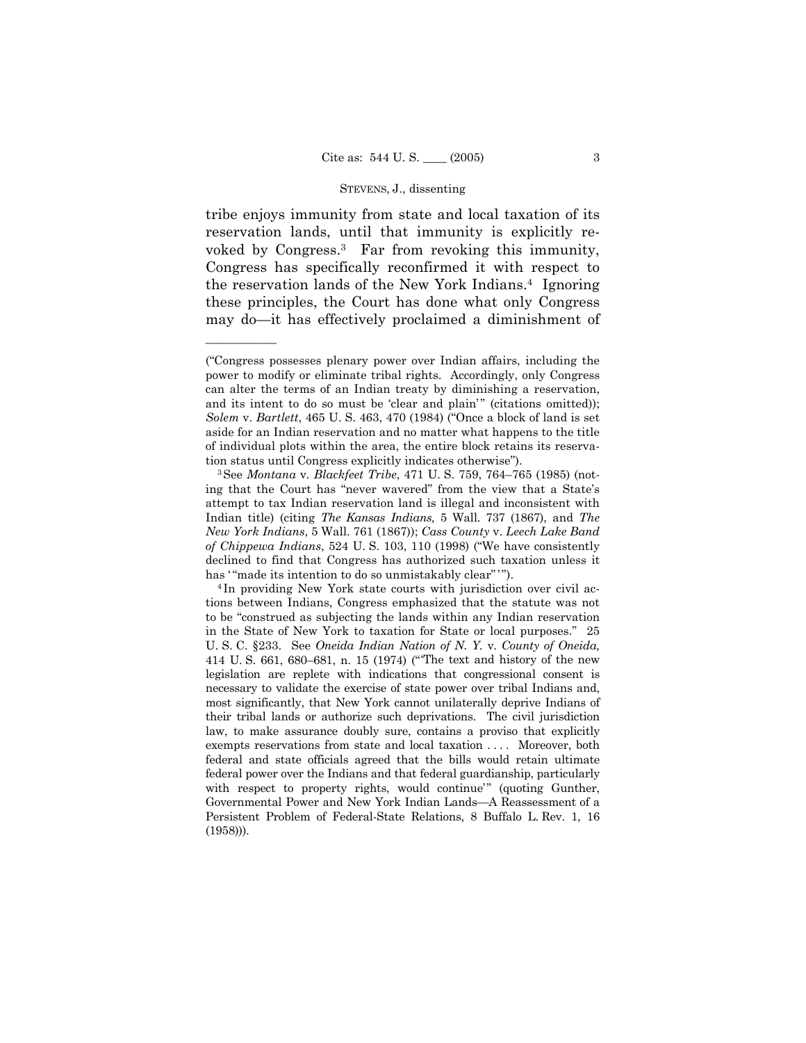tribe enjoys immunity from state and local taxation of its reservation lands, until that immunity is explicitly revoked by Congress.[3] Far from revoking this immunity, Congress has specifically reconfirmed it with respect to the reservation lands of the New York Indians.[4] Ignoring these principles, the Court has done what only Congress may do—it has effectively proclaimed a diminishment of

---

("Congress possesses plenary power over Indian affairs, including the power to modify or eliminate tribal rights. Accordingly, only Congress can alter the terms of an Indian treaty by diminishing a reservation, and its intent to do so must be 'clear and plain'" (citations omitted)); *Solem* v. *Bartlett*, 465 U. S. 463, 470 (1984) ("Once a block of land is set aside for an Indian reservation and no matter what happens to the title of individual plots within the area, the entire block retains its reservation status until Congress explicitly indicates otherwise").

[3] See *Montana* v. *Blackfeet Tribe*, 471 U. S. 759, 764–765 (1985) (noting that the Court has "never wavered" from the view that a State's attempt to tax Indian reservation land is illegal and inconsistent with Indian title) (citing *The Kansas Indians,* 5 Wall. 737 (1867), and *The New York Indians*, 5 Wall. 761 (1867)); *Cass County* v. *Leech Lake Band of Chippewa Indians*, 524 U. S. 103, 110 (1998) ("We have consistently declined to find that Congress has authorized such taxation unless it has '"made its intention to do so unmistakably clear"'").

[4] In providing New York state courts with jurisdiction over civil actions between Indians, Congress emphasized that the statute was not to be "construed as subjecting the lands within any Indian reservation in the State of New York to taxation for State or local purposes." 25 U. S. C. §233. See *Oneida Indian Nation of N. Y.* v. *County of Oneida,* 414 U. S. 661, 680–681, n. 15 (1974) ("'The text and history of the new legislation are replete with indications that congressional consent is necessary to validate the exercise of state power over tribal Indians and, most significantly, that New York cannot unilaterally deprive Indians of their tribal lands or authorize such deprivations. The civil jurisdiction law, to make assurance doubly sure, contains a proviso that explicitly exempts reservations from state and local taxation . . . . Moreover, both federal and state officials agreed that the bills would retain ultimate federal power over the Indians and that federal guardianship, particularly with respect to property rights, would continue'" (quoting Gunther, Governmental Power and New York Indian Lands—A Reassessment of a Persistent Problem of Federal-State Relations, 8 Buffalo L. Rev. 1, 16 (1958))).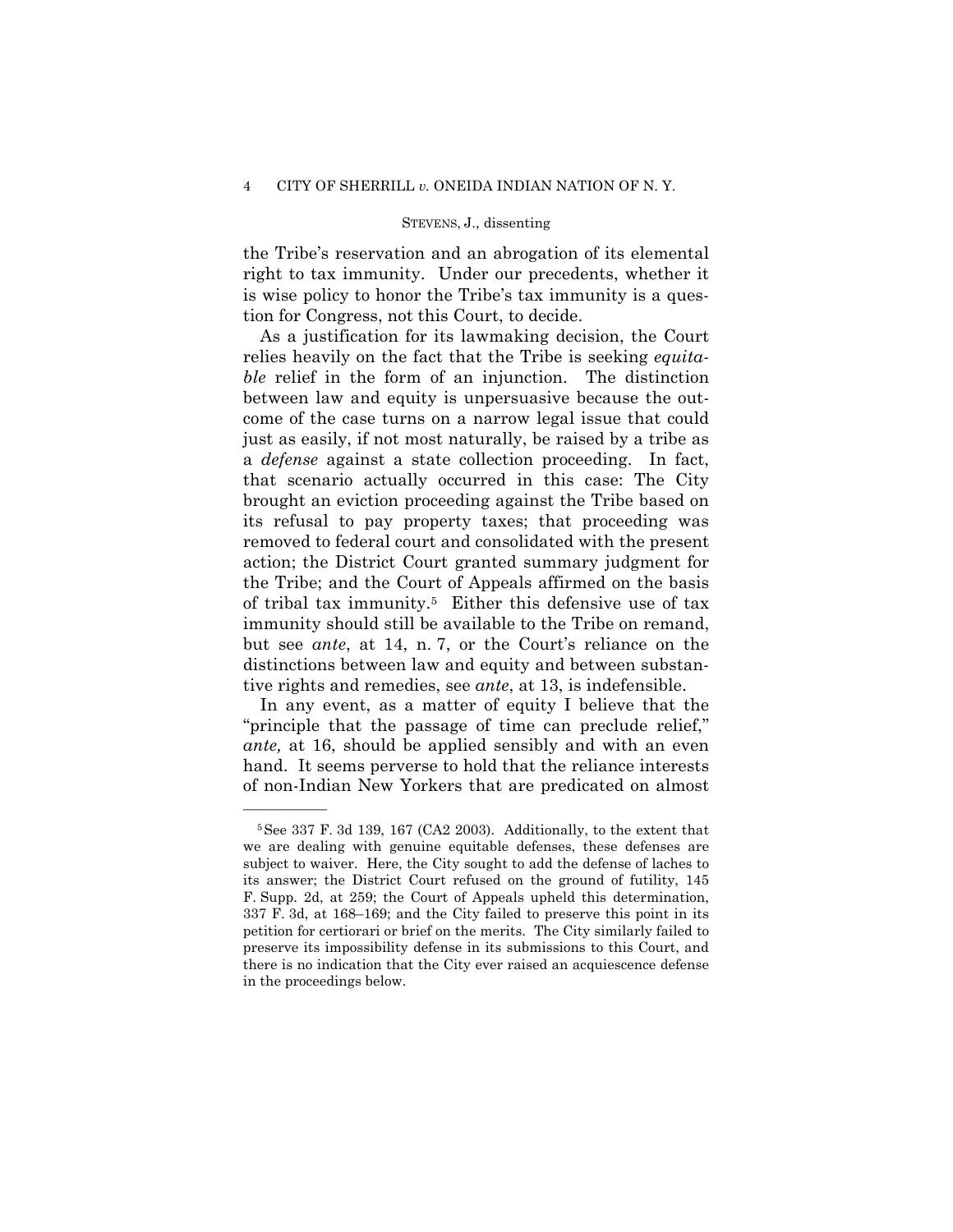the Tribe's reservation and an abrogation of its elemental right to tax immunity. Under our precedents, whether it is wise policy to honor the Tribe's tax immunity is a question for Congress, not this Court, to decide.

As a justification for its lawmaking decision, the Court relies heavily on the fact that the Tribe is seeking *equitable* relief in the form of an injunction. The distinction between law and equity is unpersuasive because the outcome of the case turns on a narrow legal issue that could just as easily, if not most naturally, be raised by a tribe as a *defense* against a state collection proceeding. In fact, that scenario actually occurred in this case: The City brought an eviction proceeding against the Tribe based on its refusal to pay property taxes; that proceeding was removed to federal court and consolidated with the present action; the District Court granted summary judgment for the Tribe; and the Court of Appeals affirmed on the basis of tribal tax immunity.[5] Either this defensive use of tax immunity should still be available to the Tribe on remand, but see *ante*, at 14, n. 7, or the Court's reliance on the distinctions between law and equity and between substantive rights and remedies, see *ante*, at 13, is indefensible.

In any event, as a matter of equity I believe that the "principle that the passage of time can preclude relief," *ante,* at 16, should be applied sensibly and with an even hand. It seems perverse to hold that the reliance interests of non-Indian New Yorkers that are predicated on almost

---

[5] See 337 F. 3d 139, 167 (CA2 2003). Additionally, to the extent that we are dealing with genuine equitable defenses, these defenses are subject to waiver. Here, the City sought to add the defense of laches to its answer; the District Court refused on the ground of futility, 145 F. Supp. 2d, at 259; the Court of Appeals upheld this determination, 337 F. 3d, at 168–169; and the City failed to preserve this point in its petition for certiorari or brief on the merits. The City similarly failed to preserve its impossibility defense in its submissions to this Court, and there is no indication that the City ever raised an acquiescence defense in the proceedings below.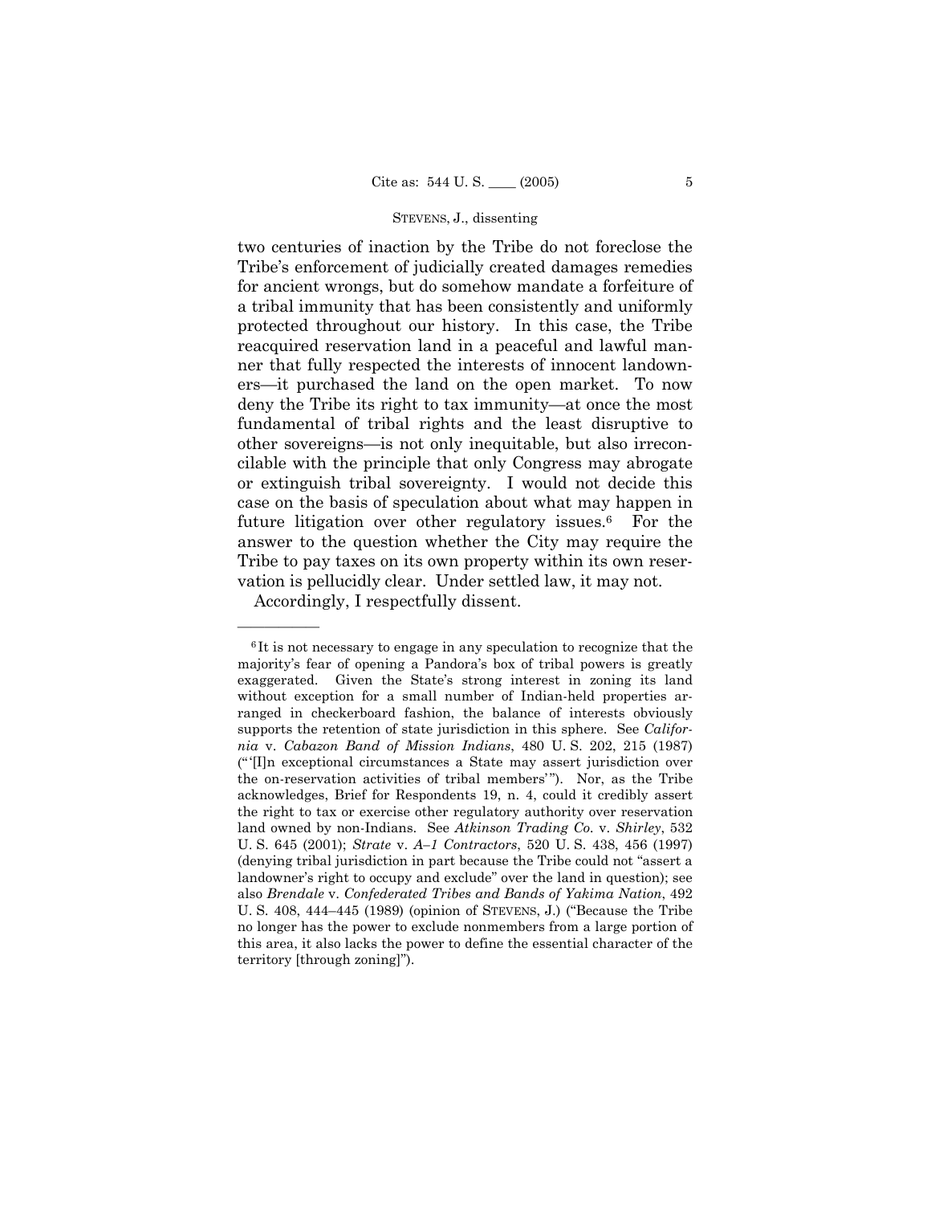two centuries of inaction by the Tribe do not foreclose the Tribe's enforcement of judicially created damages remedies for ancient wrongs, but do somehow mandate a forfeiture of a tribal immunity that has been consistently and uniformly protected throughout our history. In this case, the Tribe reacquired reservation land in a peaceful and lawful manner that fully respected the interests of innocent landowners—it purchased the land on the open market. To now deny the Tribe its right to tax immunity—at once the most fundamental of tribal rights and the least disruptive to other sovereigns—is not only inequitable, but also irreconcilable with the principle that only Congress may abrogate or extinguish tribal sovereignty. I would not decide this case on the basis of speculation about what may happen in future litigation over other regulatory issues.[6] For the answer to the question whether the City may require the Tribe to pay taxes on its own property within its own reservation is pellucidly clear. Under settled law, it may not.

Accordingly, I respectfully dissent.

---

[6] It is not necessary to engage in any speculation to recognize that the majority's fear of opening a Pandora's box of tribal powers is greatly exaggerated. Given the State's strong interest in zoning its land without exception for a small number of Indian-held properties arranged in checkerboard fashion, the balance of interests obviously supports the retention of state jurisdiction in this sphere. See *California* v. *Cabazon Band of Mission Indians*, 480 U. S. 202, 215 (1987) ("'[I]n exceptional circumstances a State may assert jurisdiction over the on-reservation activities of tribal members'"). Nor, as the Tribe acknowledges, Brief for Respondents 19, n. 4, could it credibly assert the right to tax or exercise other regulatory authority over reservation land owned by non-Indians. See *Atkinson Trading Co.* v. *Shirley*, 532 U. S. 645 (2001); *Strate* v. *A–1 Contractors*, 520 U. S. 438, 456 (1997) (denying tribal jurisdiction in part because the Tribe could not "assert a landowner's right to occupy and exclude" over the land in question); see also *Brendale* v. *Confederated Tribes and Bands of Yakima Nation*, 492 U. S. 408, 444–445 (1989) (opinion of STEVENS, J.) ("Because the Tribe no longer has the power to exclude nonmembers from a large portion of this area, it also lacks the power to define the essential character of the territory [through zoning]").